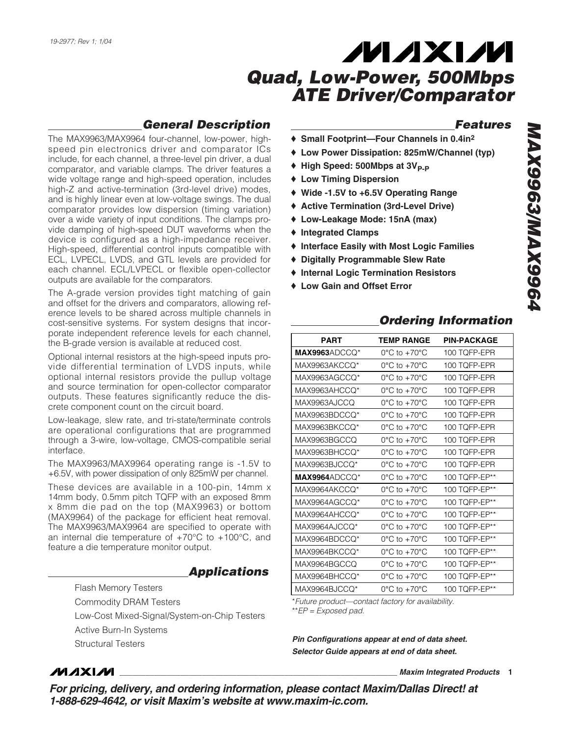19-2977; Rev 1; 1/04

# Quad, Low-Power, 500Mbps ATE Driver/Comparator

## General Description

The MAX9963/MAX9964 four-channel, low-power, high-speed pin electronics driver and comparator ICs include, for each channel, a three-level pin driver, a dual comparator, and variable clamps. The driver features a wide voltage range and high-speed operation, includes high-Z and active-termination (3rd-level drive) modes, and is highly linear even at low-voltage swings. The dual comparator provides low dispersion (timing variation) over a wide variety of input conditions. The clamps provide damping of high-speed DUT waveforms when the device is configured as a high-impedance receiver. High-speed, differential control inputs compatible with ECL, LVPECL, LVDS, and GTL levels are provided for each channel. ECL/LVPECL or flexible open-collector outputs are available for the comparators.

The A-grade version provides tight matching of gain and offset for the drivers and comparators, allowing reference levels to be shared across multiple channels in cost-sensitive systems. For system designs that incorporate independent reference levels for each channel, the B-grade version is available at reduced cost.

Optional internal resistors at the high-speed inputs provide differential termination of LVDS inputs, while optional internal resistors provide the pullup voltage and source termination for open-collector comparator outputs. These features significantly reduce the discrete component count on the circuit board.

Low-leakage, slew rate, and tri-state/terminate controls are operational configurations that are programmed through a 3-wire, low-voltage, CMOS-compatible serial interface.

The MAX9963/MAX9964 operating range is -1.5V to +6.5V, with power dissipation of only 825mW per channel.

These devices are available in a 100-pin, 14mm x 14mm body, 0.5mm pitch TQFP with an exposed 8mm x 8mm die pad on the top (MAX9963) or bottom (MAX9964) of the package for efficient heat removal. The MAX9963/MAX9964 are specified to operate with an internal die temperature of +70°C to +100°C, and feature a die temperature monitor output.

## Applications

- Flash Memory Testers
- Commodity DRAM Testers
- Low-Cost Mixed-Signal/System-on-Chip Testers
- Active Burn-In Systems
- Structural Testers

## Features

- ♦ Small Footprint—Four Channels in 0.4in²
- ♦ Low Power Dissipation: 825mW/Channel (typ)
- ♦ High Speed: 500Mbps at $3V_{P-P}$
- ♦ Low Timing Dispersion
- ♦ Wide -1.5V to +6.5V Operating Range
- ♦ Active Termination (3rd-Level Drive)
- ♦ Low-Leakage Mode: 15nA (max)
- ♦ Integrated Clamps
- ♦ Interface Easily with Most Logic Families
- ♦ Digitally Programmable Slew Rate
- ♦ Internal Logic Termination Resistors
- ♦ Low Gain and Offset Error

## Ordering Information

| PART | TEMP RANGE | PIN-PACKAGE |
|---|---|---|
| **MAX9963**ADCCQ* | 0°C to +70°C | 100 TQFP-EPR |
| MAX9963AKCCQ* | 0°C to +70°C | 100 TQFP-EPR |
| MAX9963AGCCQ* | 0°C to +70°C | 100 TQFP-EPR |
| MAX9963AHCCQ* | 0°C to +70°C | 100 TQFP-EPR |
| MAX9963AJCCQ | 0°C to +70°C | 100 TQFP-EPR |
| MAX9963BDCCQ* | 0°C to +70°C | 100 TQFP-EPR |
| MAX9963BKCCQ* | 0°C to +70°C | 100 TQFP-EPR |
| MAX9963BGCCQ | 0°C to +70°C | 100 TQFP-EPR |
| MAX9963BHCCQ* | 0°C to +70°C | 100 TQFP-EPR |
| MAX9963BJCCQ* | 0°C to +70°C | 100 TQFP-EPR |
| **MAX9964**ADCCQ* | 0°C to +70°C | 100 TQFP-EP** |
| MAX9964AKCCQ* | 0°C to +70°C | 100 TQFP-EP** |
| MAX9964AGCCQ* | 0°C to +70°C | 100 TQFP-EP** |
| MAX9964AHCCQ* | 0°C to +70°C | 100 TQFP-EP** |
| MAX9964AJCCQ* | 0°C to +70°C | 100 TQFP-EP** |
| MAX9964BDCCQ* | 0°C to +70°C | 100 TQFP-EP** |
| MAX9964BKCCQ* | 0°C to +70°C | 100 TQFP-EP** |
| MAX9964BGCCQ | 0°C to +70°C | 100 TQFP-EP** |
| MAX9964BHCCQ* | 0°C to +70°C | 100 TQFP-EP** |
| MAX9964BJCCQ* | 0°C to +70°C | 100 TQFP-EP** |

*Future product—contact factory for availability.
**EP = Exposed pad.

***Pin Configurations appear at end of data sheet.***
***Selector Guide appears at end of data sheet.***

***For pricing, delivery, and ordering information, please contact Maxim/Dallas Direct! at 1-888-629-4642, or visit Maxim's website at www.maxim-ic.com.***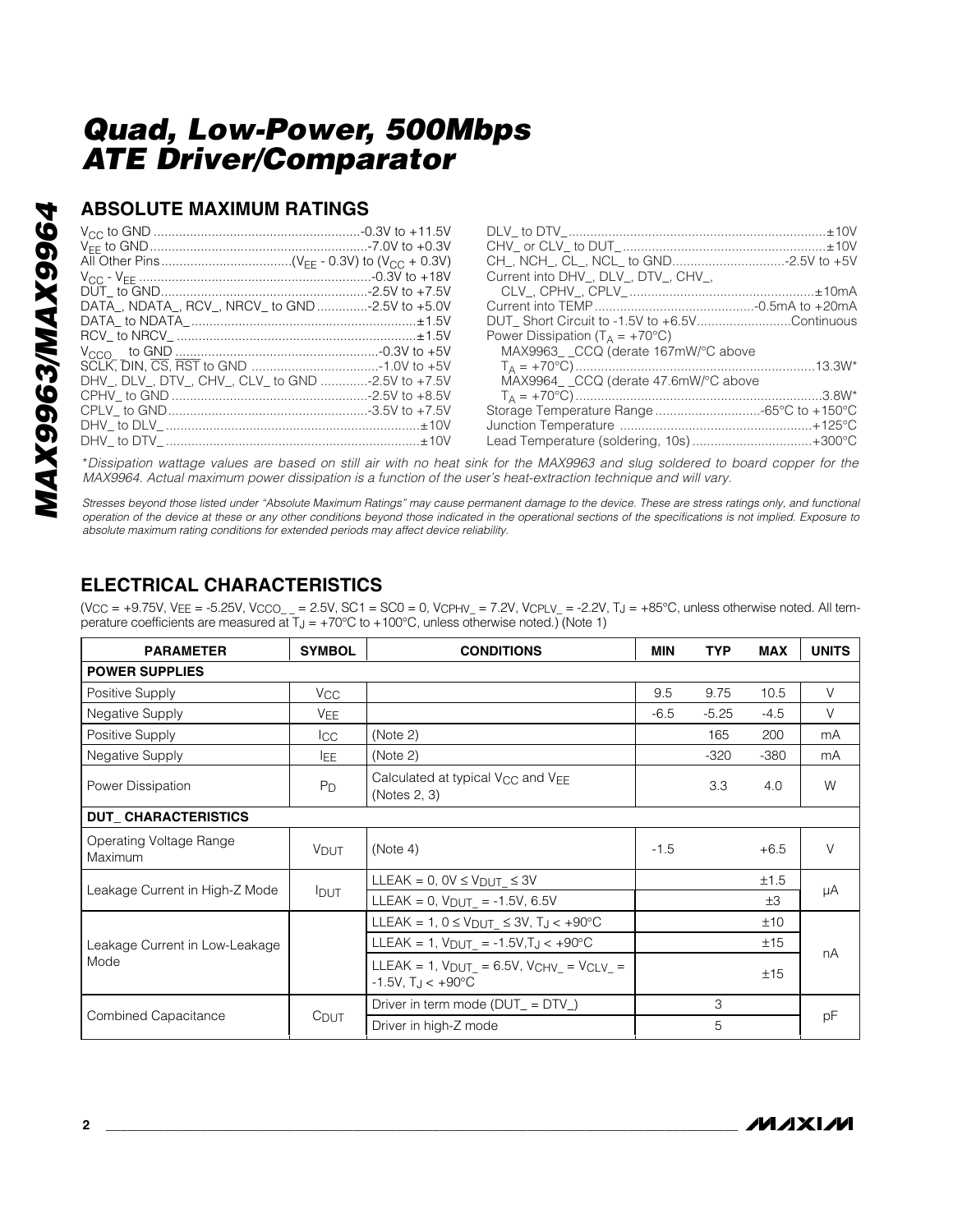## ABSOLUTE MAXIMUM RATINGS

$V_{CC}$ to GND ........................................................-0.3V to +11.5V
$V_{EE}$ to GND ..........................................................-7.0V to +0.3V
All Other Pins ...................................($V_{EE}$ - 0.3V) to ($V_{CC}$ + 0.3V)
$V_{CC}$ - $V_{EE}$ ...............................................................-0.3V to +18V
DUT_ to GND.........................................................-2.5V to +7.5V
DATA_, NDATA_, RCV_, NRCV_ to GND ..............-2.5V to +5.0V
DATA_ to NDATA_ ..............................................................±1.5V
RCV_ to NRCV_ .................................................................±1.5V
$V_{CCO\_\_}$ to GND ........................................................-0.3V to +5V
SCLK, DIN, $\overline{CS}$, $\overline{RST}$ to GND ...................................-1.0V to +5V
DHV_, DLV_, DTV_, CHV_, CLV_ to GND .............-2.5V to +7.5V
CPHV_ to GND .....................................................-2.5V to +8.5V
CPLV_ to GND......................................................-3.5V to +7.5V
DHV_ to DLV_ .....................................................................±10V
DHV_ to DTV_ .....................................................................±10V
DLV_ to DTV_......................................................................±10V
CHV_ or CLV_ to DUT_ ........................................................±10V
CH_, NCH_, CL_, NCL_ to GND...............................-2.5V to +5V
Current into DHV_, DLV_, DTV_, CHV_, CLV_, CPHV_, CPLV_ ..................................................±10mA
Current into TEMP ............................................-0.5mA to +20mA
DUT_ Short Circuit to -1.5V to +6.5V..........................Continuous
Power Dissipation ($T_A$ = +70°C)
MAX9963_ _CCQ (derate 167mW/°C above $T_A$ = +70°C) .................................................................13.3W*
MAX9964_ _CCQ (derate 47.6mW/°C above $T_A$ = +70°C) ...................................................................3.8W*
Storage Temperature Range .............................-65°C to +150°C
Junction Temperature ....................................................+125°C
Lead Temperature (soldering, 10s) .................................+300°C

*\*Dissipation wattage values are based on still air with no heat sink for the MAX9963 and slug soldered to board copper for the MAX9964. Actual maximum power dissipation is a function of the user's heat-extraction technique and will vary.*

*Stresses beyond those listed under "Absolute Maximum Ratings" may cause permanent damage to the device. These are stress ratings only, and functional operation of the device at these or any other conditions beyond those indicated in the operational sections of the specifications is not implied. Exposure to absolute maximum rating conditions for extended periods may affect device reliability.*

## ELECTRICAL CHARACTERISTICS

($V_{CC}$ = +9.75V, $V_{EE}$ = -5.25V, $V_{CCO\_\_}$ = 2.5V, SC1 = SC0 = 0, $V_{CPHV\_}$ = 7.2V, $V_{CPLV\_}$ = -2.2V, $T_J$ = +85°C, unless otherwise noted. All temperature coefficients are measured at $T_J$ = +70°C to +100°C, unless otherwise noted.) (Note 1)

| PARAMETER | SYMBOL | CONDITIONS | MIN | TYP | MAX | UNITS |
|---|---|---|---|---|---|---|
| **POWER SUPPLIES** | | | | | | |
| Positive Supply | $V_{CC}$ | | 9.5 | 9.75 | 10.5 | V |
| Negative Supply | $V_{EE}$ | | -6.5 | -5.25 | -4.5 | V |
| Positive Supply | $I_{CC}$ | (Note 2) | | 165 | 200 | mA |
| Negative Supply | $I_{EE}$ | (Note 2) | | -320 | -380 | mA |
| Power Dissipation | $P_D$ | Calculated at typical $V_{CC}$ and $V_{EE}$ (Notes 2, 3) | | 3.3 | 4.0 | W |
| **DUT_ CHARACTERISTICS** | | | | | | |
| Operating Voltage Range Maximum | $V_{DUT}$ | (Note 4) | -1.5 | | +6.5 | V |
| Leakage Current in High-Z Mode | $I_{DUT}$ | LLEAK = 0, 0V ≤ $V_{DUT\_}$ ≤ 3V | | | ±1.5 | µA |
| | | LLEAK = 0, $V_{DUT\_}$ = -1.5V, 6.5V | | | ±3 | |
| Leakage Current in Low-Leakage Mode | | LLEAK = 1, 0 ≤ $V_{DUT\_}$ ≤ 3V, $T_J$ < +90°C | | | ±10 | nA |
| | | LLEAK = 1, $V_{DUT\_}$ = -1.5V, $T_J$ < +90°C | | | ±15 | |
| | | LLEAK = 1, $V_{DUT\_}$ = 6.5V, $V_{CHV\_}$ = $V_{CLV\_}$ = -1.5V, $T_J$ < +90°C | | | ±15 | |
| Combined Capacitance | $C_{DUT}$ | Driver in term mode (DUT_ = DTV_) | | 3 | | pF |
| | | Driver in high-Z mode | | 5 | | |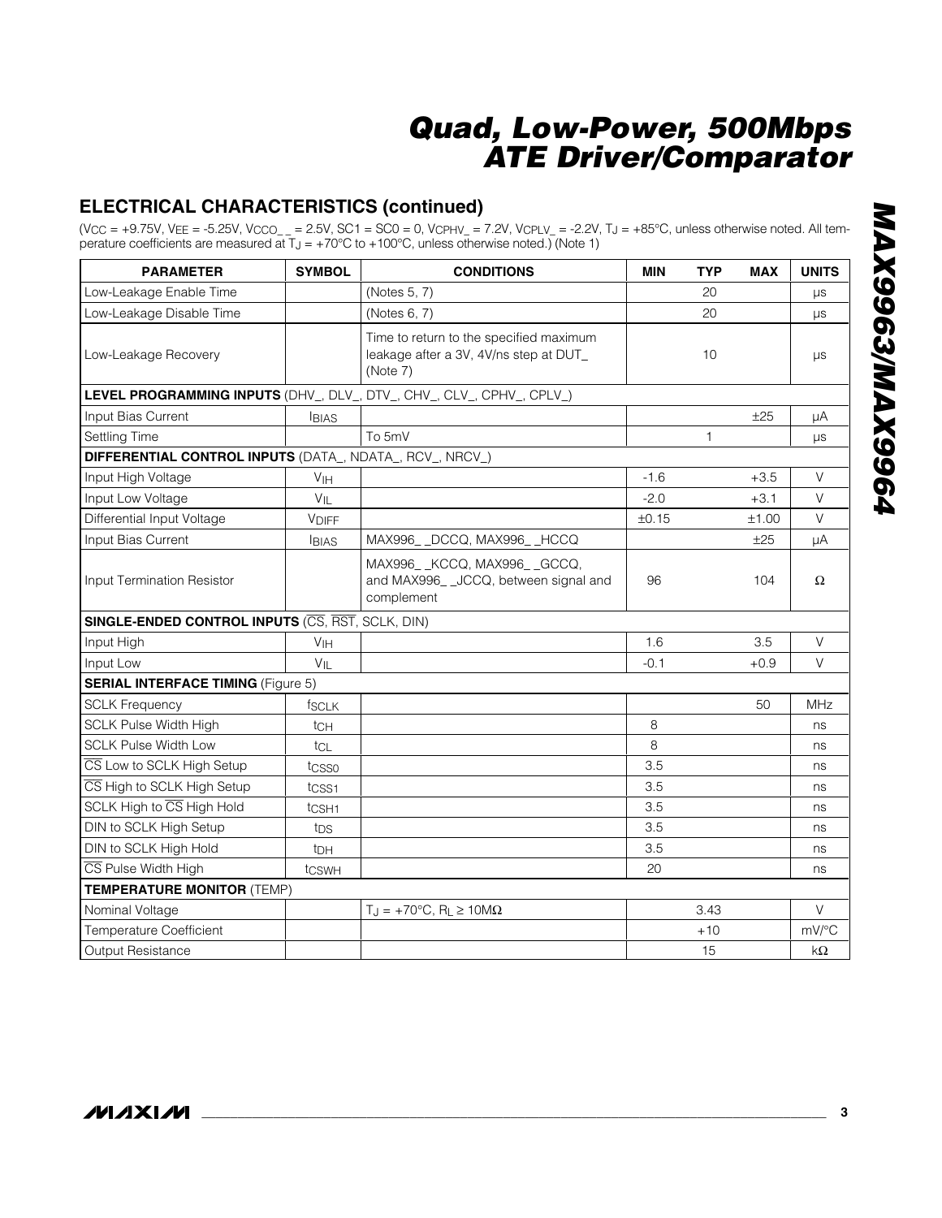## ELECTRICAL CHARACTERISTICS (continued)

($V_{CC}$ = +9.75V, $V_{EE}$ = -5.25V, $V_{CCO\_\_}$ = 2.5V, SC1 = SC0 = 0, $V_{CPHV\_}$ = 7.2V, $V_{CPLV\_}$ = -2.2V, $T_J$ = +85°C, unless otherwise noted. All temperature coefficients are measured at $T_J$ = +70°C to +100°C, unless otherwise noted.) (Note 1)

| PARAMETER | SYMBOL | CONDITIONS | MIN | TYP | MAX | UNITS |
|---|---|---|---|---|---|---|
| Low-Leakage Enable Time | | (Notes 5, 7) | | 20 | | µs |
| Low-Leakage Disable Time | | (Notes 6, 7) | | 20 | | µs |
| Low-Leakage Recovery | | Time to return to the specified maximum leakage after a 3V, 4V/ns step at DUT_ (Note 7) | | 10 | | µs |
| **LEVEL PROGRAMMING INPUTS** (DHV_, DLV_, DTV_, CHV_, CLV_, CPHV_, CPLV_) | | | | | | |
| Input Bias Current | $I_{BIAS}$ | | | | ±25 | µA |
| Settling Time | | To 5mV | | 1 | | µs |
| **DIFFERENTIAL CONTROL INPUTS** (DATA_, NDATA_, RCV_, NRCV_) | | | | | | |
| Input High Voltage | $V_{IH}$ | | -1.6 | | +3.5 | V |
| Input Low Voltage | $V_{IL}$ | | -2.0 | | +3.1 | V |
| Differential Input Voltage | $V_{DIFF}$ | | ±0.15 | | ±1.00 | V |
| Input Bias Current | $I_{BIAS}$ | MAX996_ _DCCQ, MAX996_ _HCCQ | | | ±25 | µA |
| Input Termination Resistor | | MAX996_ _KCCQ, MAX996_ _GCCQ, and MAX996_ _JCCQ, between signal and complement | 96 | | 104 | Ω |
| **SINGLE-ENDED CONTROL INPUTS** ($\overline{CS}$, $\overline{RST}$, SCLK, DIN) | | | | | | |
| Input High | $V_{IH}$ | | 1.6 | | 3.5 | V |
| Input Low | $V_{IL}$ | | -0.1 | | +0.9 | V |
| **SERIAL INTERFACE TIMING** (Figure 5) | | | | | | |
| SCLK Frequency | $f_{SCLK}$ | | | | 50 | MHz |
| SCLK Pulse Width High | $t_{CH}$ | | 8 | | | ns |
| SCLK Pulse Width Low | $t_{CL}$ | | 8 | | | ns |
| $\overline{CS}$ Low to SCLK High Setup | $t_{CSS0}$ | | 3.5 | | | ns |
| $\overline{CS}$ High to SCLK High Setup | $t_{CSS1}$ | | 3.5 | | | ns |
| SCLK High to $\overline{CS}$ High Hold | $t_{CSH1}$ | | 3.5 | | | ns |
| DIN to SCLK High Setup | $t_{DS}$ | | 3.5 | | | ns |
| DIN to SCLK High Hold | $t_{DH}$ | | 3.5 | | | ns |
| $\overline{CS}$ Pulse Width High | $t_{CSWH}$ | | 20 | | | ns |
| **TEMPERATURE MONITOR** (TEMP) | | | | | | |
| Nominal Voltage | | $T_J$ = +70°C, $R_L$ ≥ 10MΩ | | 3.43 | | V |
| Temperature Coefficient | | | | +10 | | mV/°C |
| Output Resistance | | | | 15 | | kΩ |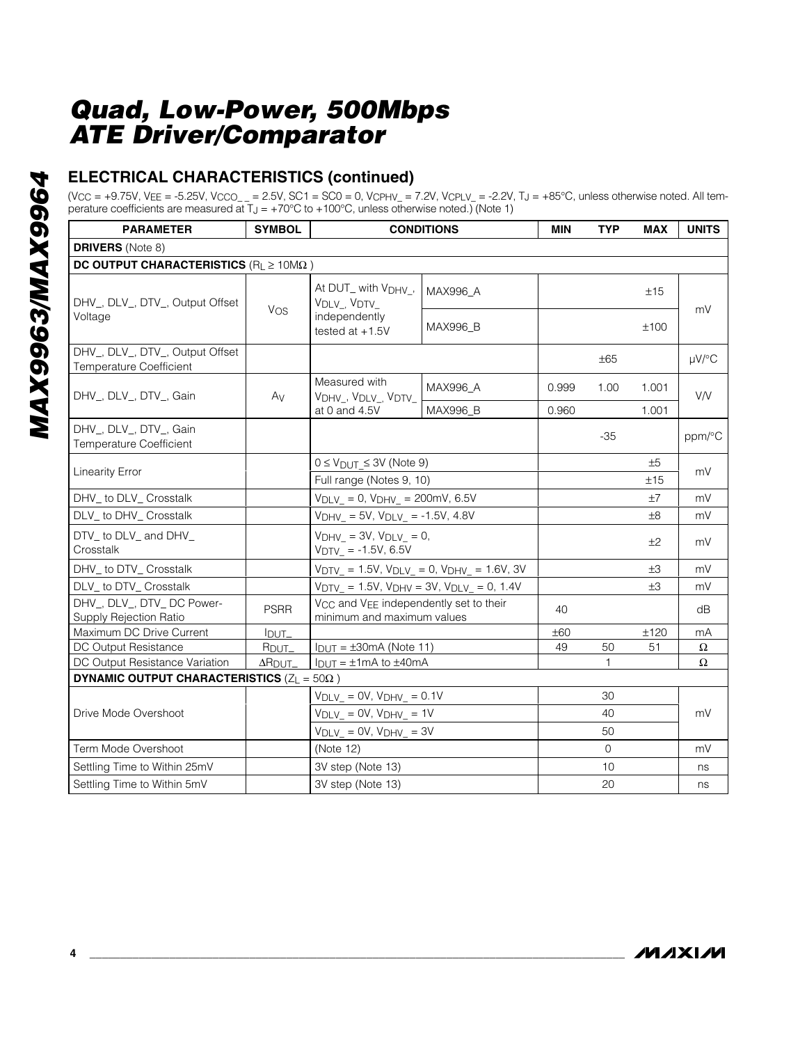# Quad, Low-Power, 500Mbps ATE Driver/Comparator

## ELECTRICAL CHARACTERISTICS (continued)

($V_{CC}$ = +9.75V, $V_{EE}$ = -5.25V, $V_{CCO\_\_}$ = 2.5V, SC1 = SC0 = 0, $V_{CPHV\_}$ = 7.2V, $V_{CPLV\_}$ = -2.2V, $T_J$ = +85°C, unless otherwise noted. All temperature coefficients are measured at $T_J$ = +70°C to +100°C, unless otherwise noted.) (Note 1)

| PARAMETER | SYMBOL | CONDITIONS | | MIN | TYP | MAX | UNITS |
|---|---|---|---|---|---|---|---|
| **DRIVERS** (Note 8) | | | | | | | |
| **DC OUTPUT CHARACTERISTICS** ($R_L$ ≥ 10MΩ ) | | | | | | | |
| DHV_, DLV_, DTV_, Output Offset Voltage | $V_{OS}$ | At DUT_ with $V_{DHV\_}$, $V_{DLV\_}$, $V_{DTV\_}$ independently tested at +1.5V | MAX996_A | | | ±15 | mV |
| | | | MAX996_B | | | ±100 | |
| DHV_, DLV_, DTV_, Output Offset Temperature Coefficient | | | | | ±65 | | µV/°C |
| DHV_, DLV_, DTV_, Gain | $A_V$ | Measured with $V_{DHV\_}$, $V_{DLV\_}$, $V_{DTV\_}$ at 0 and 4.5V | MAX996_A | 0.999 | 1.00 | 1.001 | V/V |
| | | | MAX996_B | 0.960 | | 1.001 | |
| DHV_, DLV_, DTV_, Gain Temperature Coefficient | | | | | -35 | | ppm/°C |
| Linearity Error | | 0 ≤ $V_{DUT\_}$ ≤ 3V (Note 9) | | | | ±5 | mV |
| | | Full range (Notes 9, 10) | | | | ±15 | |
| DHV_ to DLV_ Crosstalk | | $V_{DLV\_}$ = 0, $V_{DHV\_}$ = 200mV, 6.5V | | | | ±7 | mV |
| DLV_ to DHV_ Crosstalk | | $V_{DHV\_}$ = 5V, $V_{DLV\_}$ = -1.5V, 4.8V | | | | ±8 | mV |
| DTV_ to DLV_ and DHV_ Crosstalk | | $V_{DHV\_}$ = 3V, $V_{DLV\_}$ = 0, $V_{DTV\_}$ = -1.5V, 6.5V | | | | ±2 | mV |
| DHV_ to DTV_ Crosstalk | | $V_{DTV\_}$ = 1.5V, $V_{DLV\_}$ = 0, $V_{DHV\_}$ = 1.6V, 3V | | | | ±3 | mV |
| DLV_ to DTV_ Crosstalk | | $V_{DTV\_}$ = 1.5V, $V_{DHV}$ = 3V, $V_{DLV\_}$ = 0, 1.4V | | | | ±3 | mV |
| DHV_, DLV_, DTV_ DC Power-Supply Rejection Ratio | PSRR | $V_{CC}$ and $V_{EE}$ independently set to their minimum and maximum values | | 40 | | | dB |
| Maximum DC Drive Current | $I_{DUT\_}$ | | | ±60 | | ±120 | mA |
| DC Output Resistance | $R_{DUT\_}$ | $I_{DUT}$ = ±30mA (Note 11) | | 49 | 50 | 51 | Ω |
| DC Output Resistance Variation | $\Delta R_{DUT\_}$ | $I_{DUT}$ = ±1mA to ±40mA | | | 1 | | Ω |
| **DYNAMIC OUTPUT CHARACTERISTICS** ($Z_L$ = 50Ω ) | | | | | | | |
| Drive Mode Overshoot | | $V_{DLV\_}$ = 0V, $V_{DHV\_}$ = 0.1V | | | 30 | | mV |
| | | $V_{DLV\_}$ = 0V, $V_{DHV\_}$ = 1V | | | 40 | | |
| | | $V_{DLV\_}$ = 0V, $V_{DHV\_}$ = 3V | | | 50 | | |
| Term Mode Overshoot | | (Note 12) | | | 0 | | mV |
| Settling Time to Within 25mV | | 3V step (Note 13) | | | 10 | | ns |
| Settling Time to Within 5mV | | 3V step (Note 13) | | | 20 | | ns |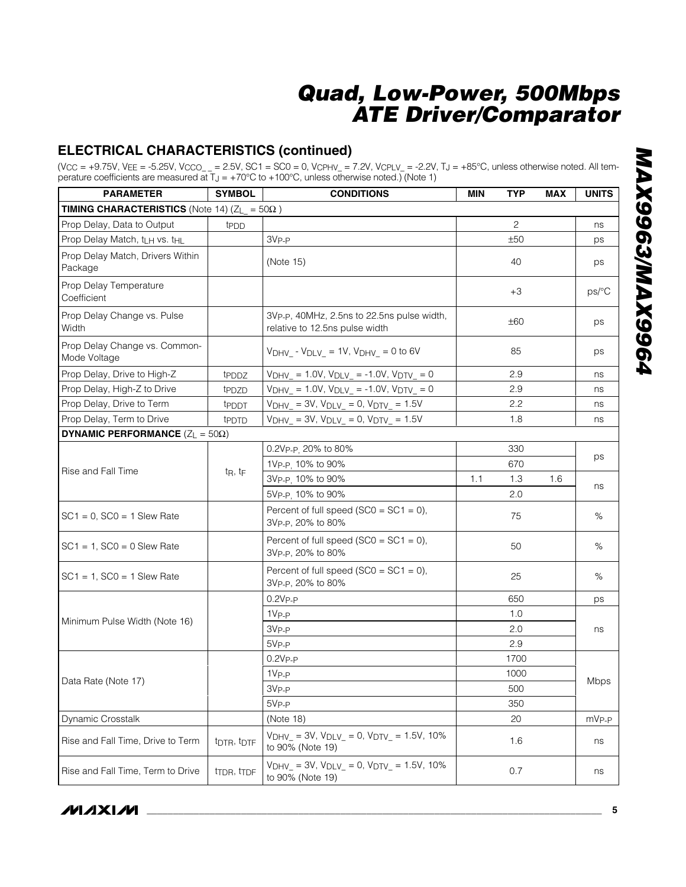## ELECTRICAL CHARACTERISTICS (continued)

($V_{CC}$ = +9.75V, $V_{EE}$ = -5.25V, $V_{CCO\_\_}$ = 2.5V, SC1 = SC0 = 0, $V_{CPHV\_}$ = 7.2V, $V_{CPLV\_}$ = -2.2V, $T_J$ = +85°C, unless otherwise noted. All temperature coefficients are measured at $T_J$ = +70°C to +100°C, unless otherwise noted.) (Note 1)

| PARAMETER | SYMBOL | CONDITIONS | MIN | TYP | MAX | UNITS |
|---|---|---|---|---|---|---|
| **TIMING CHARACTERISTICS** (Note 14) ($Z_{L\_}$ = 50Ω ) | | | | | | |
| Prop Delay, Data to Output | $t_{PDD}$ | | | 2 | | ns |
| Prop Delay Match, $t_{LH}$ vs. $t_{HL}$ | | $3V_{P-P}$ | | ±50 | | ps |
| Prop Delay Match, Drivers Within Package | | (Note 15) | | 40 | | ps |
| Prop Delay Temperature Coefficient | | | | +3 | | ps/°C |
| Prop Delay Change vs. Pulse Width | | $3V_{P-P}$, 40MHz, 2.5ns to 22.5ns pulse width, relative to 12.5ns pulse width | | ±60 | | ps |
| Prop Delay Change vs. Common-Mode Voltage | | $V_{DHV\_}$ - $V_{DLV\_}$ = 1V, $V_{DHV\_}$ = 0 to 6V | | 85 | | ps |
| Prop Delay, Drive to High-Z | $t_{PDDZ}$ | $V_{DHV\_}$ = 1.0V, $V_{DLV\_}$ = -1.0V, $V_{DTV\_}$ = 0 | | 2.9 | | ns |
| Prop Delay, High-Z to Drive | $t_{PDZD}$ | $V_{DHV\_}$ = 1.0V, $V_{DLV\_}$ = -1.0V, $V_{DTV\_}$ = 0 | | 2.9 | | ns |
| Prop Delay, Drive to Term | $t_{PDDT}$ | $V_{DHV\_}$ = 3V, $V_{DLV\_}$ = 0, $V_{DTV\_}$ = 1.5V | | 2.2 | | ns |
| Prop Delay, Term to Drive | $t_{PDTD}$ | $V_{DHV\_}$ = 3V, $V_{DLV\_}$ = 0, $V_{DTV\_}$ = 1.5V | | 1.8 | | ns |
| **DYNAMIC PERFORMANCE** ($Z_L$ = 50Ω) | | | | | | |
| Rise and Fall Time | $t_R$, $t_F$ | $0.2V_{P-P}$, 20% to 80% | | 330 | | ps |
| | | $1V_{P-P}$, 10% to 90% | | 670 | | ps |
| | | $3V_{P-P}$, 10% to 90% | 1.1 | 1.3 | 1.6 | ns |
| | | $5V_{P-P}$, 10% to 90% | | 2.0 | | ns |
| SC1 = 0, SC0 = 1 Slew Rate | | Percent of full speed (SC0 = SC1 = 0), $3V_{P-P}$, 20% to 80% | | 75 | | % |
| SC1 = 1, SC0 = 0 Slew Rate | | Percent of full speed (SC0 = SC1 = 0), $3V_{P-P}$, 20% to 80% | | 50 | | % |
| SC1 = 1, SC0 = 1 Slew Rate | | Percent of full speed (SC0 = SC1 = 0), $3V_{P-P}$, 20% to 80% | | 25 | | % |
| Minimum Pulse Width (Note 16) | | $0.2V_{P-P}$ | | 650 | | ps |
| | | $1V_{P-P}$ | | 1.0 | | ns |
| | | $3V_{P-P}$ | | 2.0 | | ns |
| | | $5V_{P-P}$ | | 2.9 | | ns |
| Data Rate (Note 17) | | $0.2V_{P-P}$ | | 1700 | | Mbps |
| | | $1V_{P-P}$ | | 1000 | | Mbps |
| | | $3V_{P-P}$ | | 500 | | Mbps |
| | | $5V_{P-P}$ | | 350 | | Mbps |
| Dynamic Crosstalk | | (Note 18) | | 20 | | $mV_{P-P}$ |
| Rise and Fall Time, Drive to Term | $t_{DTR}$, $t_{DTF}$ | $V_{DHV\_}$ = 3V, $V_{DLV\_}$ = 0, $V_{DTV\_}$ = 1.5V, 10% to 90% (Note 19) | | 1.6 | | ns |
| Rise and Fall Time, Term to Drive | $t_{TDR}$, $t_{TDF}$ | $V_{DHV\_}$ = 3V, $V_{DLV\_}$ = 0, $V_{DTV\_}$ = 1.5V, 10% to 90% (Note 19) | | 0.7 | | ns |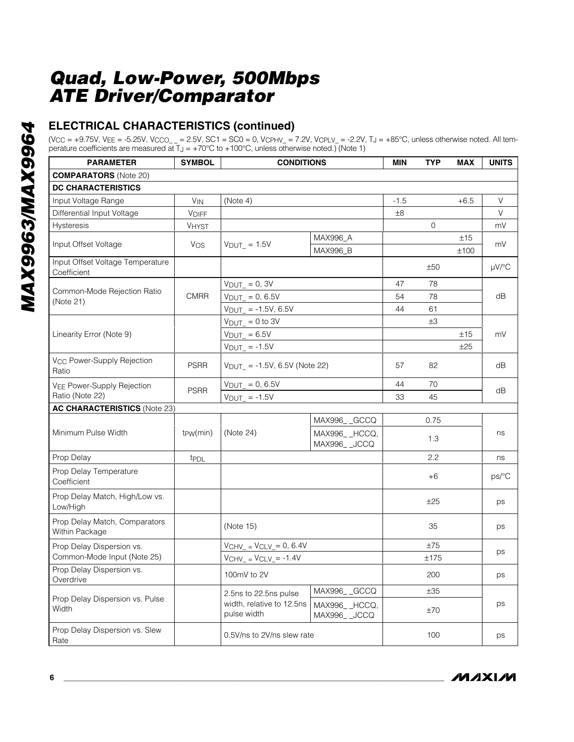## ELECTRICAL CHARACTERISTICS (continued)

($V_{CC}$ = +9.75V, $V_{EE}$ = -5.25V, $V_{CCO\_\_}$ = 2.5V, SC1 = SC0 = 0, $V_{CPHV\_}$ = 7.2V, $V_{CPLV\_}$ = -2.2V, $T_J$ = +85°C, unless otherwise noted. All temperature coefficients are measured at $T_J$ = +70°C to +100°C, unless otherwise noted.) (Note 1)

| PARAMETER | SYMBOL | CONDITIONS | | MIN | TYP | MAX | UNITS |
|---|---|---|---|---|---|---|---|
| **COMPARATORS** (Note 20) | | | | | | | |
| **DC CHARACTERISTICS** | | | | | | | |
| Input Voltage Range | $V_{IN}$ | (Note 4) | | -1.5 | | +6.5 | V |
| Differential Input Voltage | $V_{DIFF}$ | | | ±8 | | | V |
| Hysteresis | $V_{HYST}$ | | | | 0 | | mV |
| Input Offset Voltage | $V_{OS}$ | $V_{DUT\_}$ = 1.5V | MAX996_A | | | ±15 | mV |
| | | | MAX996_B | | | ±100 | |
| Input Offset Voltage Temperature Coefficient | | | | | ±50 | | µV/°C |
| Common-Mode Rejection Ratio (Note 21) | CMRR | $V_{DUT\_}$ = 0, 3V | | 47 | 78 | | dB |
| | | $V_{DUT\_}$ = 0, 6.5V | | 54 | 78 | | |
| | | $V_{DUT\_}$ = -1.5V, 6.5V | | 44 | 61 | | |
| Linearity Error (Note 9) | | $V_{DUT\_}$ = 0 to 3V | | | ±3 | | mV |
| | | $V_{DUT\_}$ = 6.5V | | | | ±15 | |
| | | $V_{DUT\_}$ = -1.5V | | | | ±25 | |
| $V_{CC}$ Power-Supply Rejection Ratio | PSRR | $V_{DUT\_}$ = -1.5V, 6.5V (Note 22) | | 57 | 82 | | dB |
| $V_{EE}$ Power-Supply Rejection Ratio (Note 22) | PSRR | $V_{DUT\_}$ = 0, 6.5V | | 44 | 70 | | dB |
| | | $V_{DUT\_}$ = -1.5V | | 33 | 45 | | |
| **AC CHARACTERISTICS** (Note 23) | | | | | | | |
| Minimum Pulse Width | $t_{PW(min)}$ | (Note 24) | MAX996\_\_GCCQ | | 0.75 | | ns |
| | | | MAX996\_\_HCCQ, MAX996\_\_JCCQ | | 1.3 | | |
| Prop Delay | $t_{PDL}$ | | | | 2.2 | | ns |
| Prop Delay Temperature Coefficient | | | | | +6 | | ps/°C |
| Prop Delay Match, High/Low vs. Low/High | | | | | ±25 | | ps |
| Prop Delay Match, Comparators Within Package | | (Note 15) | | | 35 | | ps |
| Prop Delay Dispersion vs. Common-Mode Input (Note 25) | | $V_{CHV\_}$ = $V_{CLV\_}$ = 0, 6.4V | | | ±75 | | ps |
| | | $V_{CHV\_}$ = $V_{CLV\_}$ = -1.4V | | | ±175 | | |
| Prop Delay Dispersion vs. Overdrive | | 100mV to 2V | | | 200 | | ps |
| Prop Delay Dispersion vs. Pulse Width | | 2.5ns to 22.5ns pulse width, relative to 12.5ns pulse width | MAX996\_\_GCCQ | | ±35 | | ps |
| | | | MAX996\_\_HCCQ, MAX996\_\_JCCQ | | ±70 | | |
| Prop Delay Dispersion vs. Slew Rate | | 0.5V/ns to 2V/ns slew rate | | | 100 | | ps |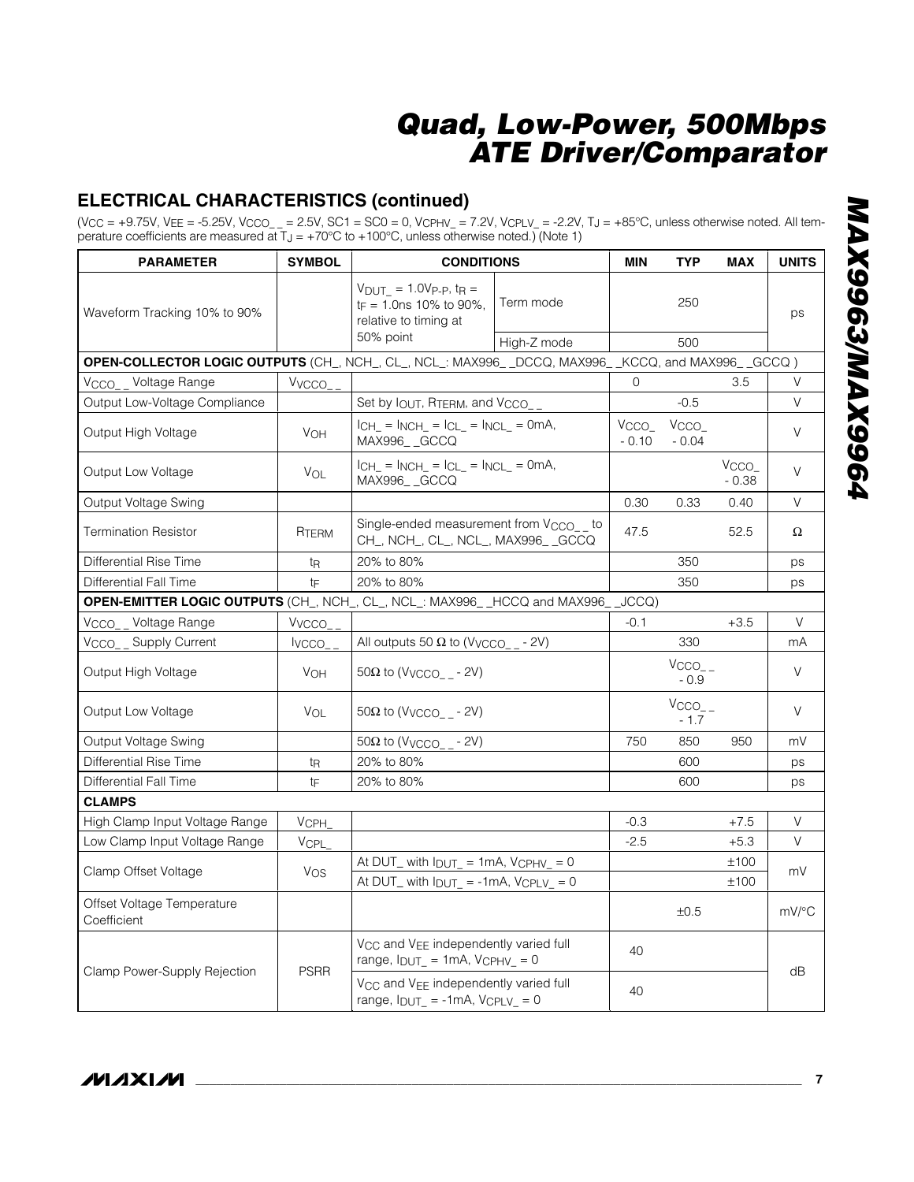## ELECTRICAL CHARACTERISTICS (continued)

($V_{CC}$ = +9.75V, $V_{EE}$ = -5.25V, $V_{CCO\_\_}$ = 2.5V, SC1 = SC0 = 0, $V_{CPHV\_}$ = 7.2V, $V_{CPLV\_}$ = -2.2V, $T_J$ = +85°C, unless otherwise noted. All temperature coefficients are measured at $T_J$ = +70°C to +100°C, unless otherwise noted.) (Note 1)

| PARAMETER | SYMBOL | CONDITIONS | | MIN | TYP | MAX | UNITS |
|---|---|---|---|---|---|---|---|
| Waveform Tracking 10% to 90% | | $V_{DUT\_}$ = 1.0$V_{P-P}$, $t_R$ = $t_F$ = 1.0ns 10% to 90%, relative to timing at 50% point | Term mode | | 250 | | ps |
| | | | High-Z mode | | 500 | | |
| **OPEN-COLLECTOR LOGIC OUTPUTS** (CH_, NCH_, CL_, NCL_: MAX996_ _DCCQ, MAX996_ _KCCQ, and MAX996_ _GCCQ ) | | | | | | | |
| $V_{CCO\_\_}$ Voltage Range | $V_{VCCO\_\_}$ | | | 0 | | 3.5 | V |
| Output Low-Voltage Compliance | | Set by $I_{OUT}$, $R_{TERM}$, and $V_{CCO\_\_}$ | | | -0.5 | | V |
| Output High Voltage | $V_{OH}$ | $I_{CH\_}$ = $I_{NCH\_}$ = $I_{CL\_}$ = $I_{NCL\_}$ = 0mA, MAX996_ _GCCQ | | $V_{CCO\_}$ - 0.10 | $V_{CCO\_}$ - 0.04 | | V |
| Output Low Voltage | $V_{OL}$ | $I_{CH\_}$ = $I_{NCH\_}$ = $I_{CL\_}$ = $I_{NCL\_}$ = 0mA, MAX996_ _GCCQ | | | | $V_{CCO\_}$ - 0.38 | V |
| Output Voltage Swing | | | | 0.30 | 0.33 | 0.40 | V |
| Termination Resistor | $R_{TERM}$ | Single-ended measurement from $V_{CCO\_\_}$ to CH_, NCH_, CL_, NCL_, MAX996_ _GCCQ | | 47.5 | | 52.5 | Ω |
| Differential Rise Time | $t_R$ | 20% to 80% | | | 350 | | ps |
| Differential Fall Time | $t_F$ | 20% to 80% | | | 350 | | ps |
| **OPEN-EMITTER LOGIC OUTPUTS** (CH_, NCH_, CL_, NCL_: MAX996_ _HCCQ and MAX996_ _JCCQ) | | | | | | | |
| $V_{CCO\_\_}$ Voltage Range | $V_{VCCO\_\_}$ | | | -0.1 | | +3.5 | V |
| $V_{CCO\_\_}$ Supply Current | $I_{VCCO\_\_}$ | All outputs 50 Ω to ($V_{VCCO\_\_}$ - 2V) | | | 330 | | mA |
| Output High Voltage | $V_{OH}$ | 50Ω to ($V_{VCCO\_\_}$ - 2V) | | | $V_{CCO\_\_}$ - 0.9 | | V |
| Output Low Voltage | $V_{OL}$ | 50Ω to ($V_{VCCO\_\_}$ - 2V) | | | $V_{CCO\_\_}$ - 1.7 | | V |
| Output Voltage Swing | | 50Ω to ($V_{VCCO\_\_}$ - 2V) | | 750 | 850 | 950 | mV |
| Differential Rise Time | $t_R$ | 20% to 80% | | | 600 | | ps |
| Differential Fall Time | $t_F$ | 20% to 80% | | | 600 | | ps |
| **CLAMPS** | | | | | | | |
| High Clamp Input Voltage Range | $V_{CPH\_}$ | | | -0.3 | | +7.5 | V |
| Low Clamp Input Voltage Range | $V_{CPL\_}$ | | | -2.5 | | +5.3 | V |
| Clamp Offset Voltage | $V_{OS}$ | At DUT_ with $I_{DUT\_}$ = 1mA, $V_{CPHV\_}$ = 0 | | | | ±100 | mV |
| | | At DUT_ with $I_{DUT\_}$ = -1mA, $V_{CPLV\_}$ = 0 | | | | ±100 | |
| Offset Voltage Temperature Coefficient | | | | | ±0.5 | | mV/°C |
| Clamp Power-Supply Rejection | PSRR | $V_{CC}$ and $V_{EE}$ independently varied full range, $I_{DUT\_}$ = 1mA, $V_{CPHV\_}$ = 0 | | 40 | | | dB |
| | | $V_{CC}$ and $V_{EE}$ independently varied full range, $I_{DUT\_}$ = -1mA, $V_{CPLV\_}$ = 0 | | 40 | | | |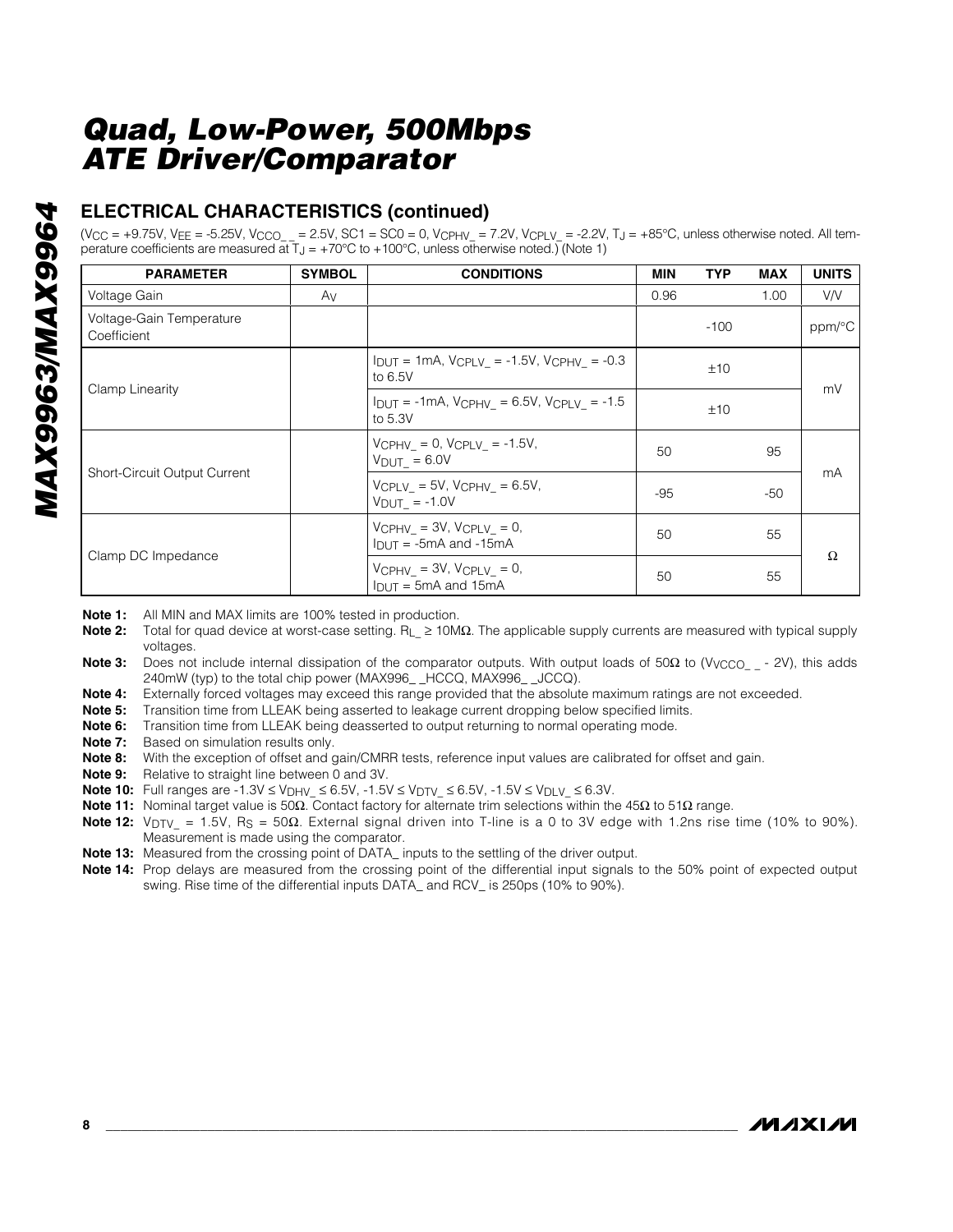## ELECTRICAL CHARACTERISTICS (continued)

($V_{CC}$ = +9.75V, $V_{EE}$ = -5.25V, $V_{CCO\_\_}$ = 2.5V, SC1 = SC0 = 0, $V_{CPHV\_}$ = 7.2V, $V_{CPLV\_}$ = -2.2V, $T_J$ = +85°C, unless otherwise noted. All temperature coefficients are measured at $T_J$ = +70°C to +100°C, unless otherwise noted.) (Note 1)

| PARAMETER | SYMBOL | CONDITIONS | MIN | TYP | MAX | UNITS |
|---|---|---|---|---|---|---|
| Voltage Gain | $A_V$ | | 0.96 | | 1.00 | V/V |
| Voltage-Gain Temperature Coefficient | | | | -100 | | ppm/°C |
| Clamp Linearity | | $I_{DUT}$ = 1mA, $V_{CPLV\_}$ = -1.5V, $V_{CPHV\_}$ = -0.3 to 6.5V | | ±10 | | mV |
| | | $I_{DUT}$ = -1mA, $V_{CPHV\_}$ = 6.5V, $V_{CPLV\_}$ = -1.5 to 5.3V | | ±10 | | |
| Short-Circuit Output Current | | $V_{CPHV\_}$ = 0, $V_{CPLV\_}$ = -1.5V, $V_{DUT\_}$ = 6.0V | 50 | | 95 | mA |
| | | $V_{CPLV\_}$ = 5V, $V_{CPHV\_}$ = 6.5V, $V_{DUT\_}$ = -1.0V | -95 | | -50 | |
| Clamp DC Impedance | | $V_{CPHV\_}$ = 3V, $V_{CPLV\_}$ = 0, $I_{DUT}$ = -5mA and -15mA | 50 | | 55 | Ω |
| | | $V_{CPHV\_}$ = 3V, $V_{CPLV\_}$ = 0, $I_{DUT}$ = 5mA and 15mA | 50 | | 55 | |

**Note 1:** All MIN and MAX limits are 100% tested in production.

**Note 2:** Total for quad device at worst-case setting. $R_{L\_}$ ≥ 10MΩ. The applicable supply currents are measured with typical supply voltages.

**Note 3:** Does not include internal dissipation of the comparator outputs. With output loads of 50Ω to ($V_{VCCO\_\_}$ - 2V), this adds 240mW (typ) to the total chip power (MAX996_ _HCCQ, MAX996_ _JCCQ).

**Note 4:** Externally forced voltages may exceed this range provided that the absolute maximum ratings are not exceeded.

**Note 5:** Transition time from LLEAK being asserted to leakage current dropping below specified limits.

**Note 6:** Transition time from LLEAK being deasserted to output returning to normal operating mode.

**Note 7:** Based on simulation results only.

**Note 8:** With the exception of offset and gain/CMRR tests, reference input values are calibrated for offset and gain.

**Note 9:** Relative to straight line between 0 and 3V.

**Note 10:** Full ranges are -1.3V ≤ $V_{DHV\_}$ ≤ 6.5V, -1.5V ≤ $V_{DTV\_}$ ≤ 6.5V, -1.5V ≤ $V_{DLV\_}$ ≤ 6.3V.

**Note 11:** Nominal target value is 50Ω. Contact factory for alternate trim selections within the 45Ω to 51Ω range.

**Note 12:** $V_{DTV\_}$ = 1.5V, $R_S$ = 50Ω. External signal driven into T-line is a 0 to 3V edge with 1.2ns rise time (10% to 90%). Measurement is made using the comparator.

**Note 13:** Measured from the crossing point of DATA_ inputs to the settling of the driver output.

**Note 14:** Prop delays are measured from the crossing point of the differential input signals to the 50% point of expected output swing. Rise time of the differential inputs DATA_ and RCV_ is 250ps (10% to 90%).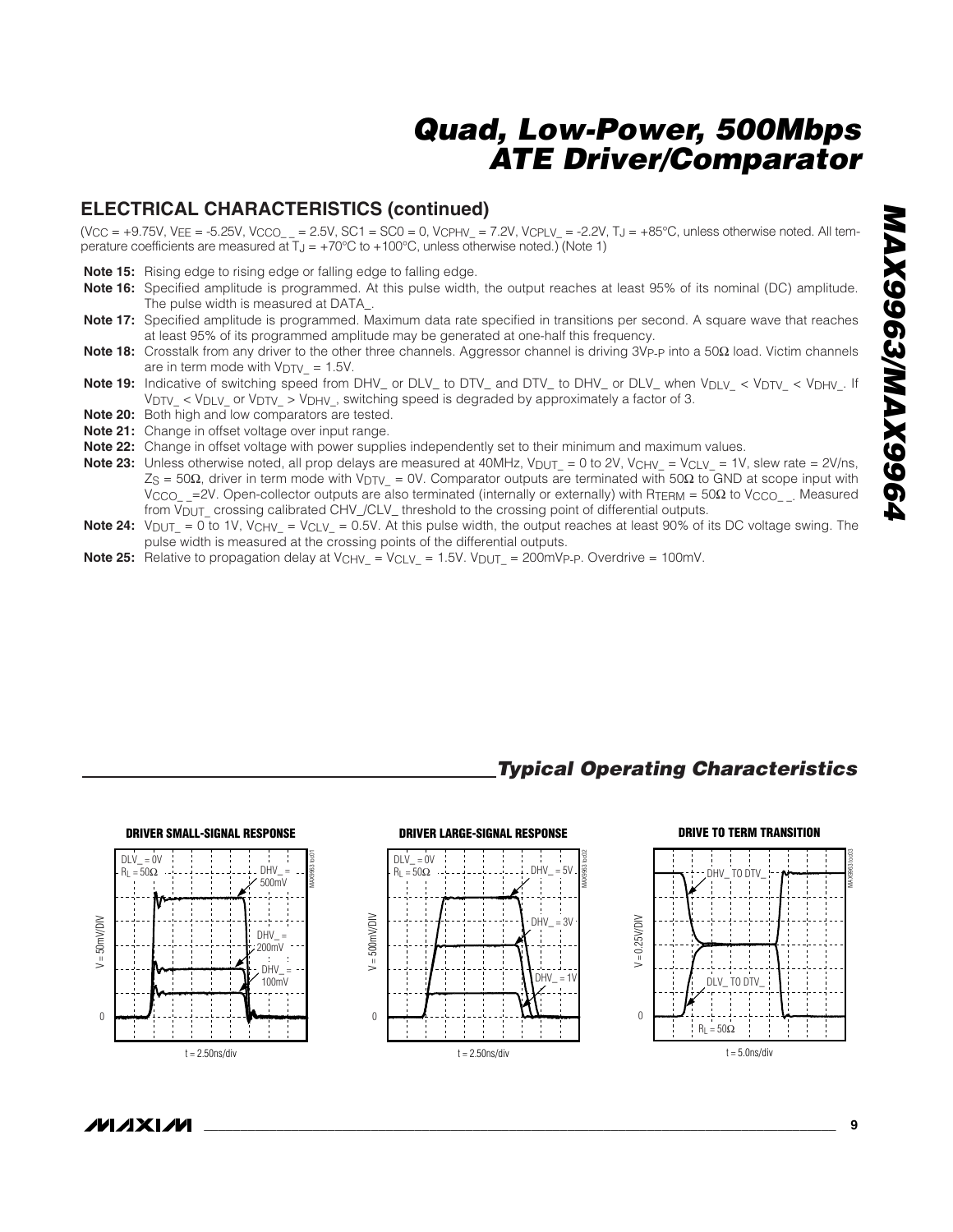## ELECTRICAL CHARACTERISTICS (continued)

($V_{CC}$ = +9.75V, $V_{EE}$ = -5.25V, $V_{CCO\_\_}$ = 2.5V, SC1 = SC0 = 0, $V_{CPHV\_}$ = 7.2V, $V_{CPLV\_}$ = -2.2V, $T_J$ = +85°C, unless otherwise noted. All temperature coefficients are measured at $T_J$ = +70°C to +100°C, unless otherwise noted.) (Note 1)

**Note 15:** Rising edge to rising edge or falling edge to falling edge.

**Note 16:** Specified amplitude is programmed. At this pulse width, the output reaches at least 95% of its nominal (DC) amplitude. The pulse width is measured at DATA_.

**Note 17:** Specified amplitude is programmed. Maximum data rate specified in transitions per second. A square wave that reaches at least 95% of its programmed amplitude may be generated at one-half this frequency.

**Note 18:** Crosstalk from any driver to the other three channels. Aggressor channel is driving $3V_{P-P}$ into a 50Ω load. Victim channels are in term mode with $V_{DTV\_}$ = 1.5V.

**Note 19:** Indicative of switching speed from DHV_ or DLV_ to DTV_ and DTV_ to DHV_ or DLV_ when $V_{DLV\_} < V_{DTV\_} < V_{DHV\_}$. If $V_{DTV\_} < V_{DLV\_}$ or $V_{DTV\_} > V_{DHV\_}$, switching speed is degraded by approximately a factor of 3.

**Note 20:** Both high and low comparators are tested.

**Note 21:** Change in offset voltage over input range.

**Note 22:** Change in offset voltage with power supplies independently set to their minimum and maximum values.

**Note 23:** Unless otherwise noted, all prop delays are measured at 40MHz, $V_{DUT\_}$ = 0 to 2V, $V_{CHV\_} = V_{CLV\_}$ = 1V, slew rate = 2V/ns, $Z_S$ = 50Ω, driver in term mode with $V_{DTV\_}$ = 0V. Comparator outputs are terminated with 50Ω to GND at scope input with $V_{CCO\_\_}$=2V. Open-collector outputs are also terminated (internally or externally) with $R_{TERM}$ = 50Ω to $V_{CCO\_\_}$. Measured from $V_{DUT\_}$ crossing calibrated CHV_/CLV_ threshold to the crossing point of differential outputs.

**Note 24:** $V_{DUT\_}$ = 0 to 1V, $V_{CHV\_} = V_{CLV\_}$ = 0.5V. At this pulse width, the output reaches at least 90% of its DC voltage swing. The pulse width is measured at the crossing points of the differential outputs.

**Note 25:** Relative to propagation delay at $V_{CHV\_} = V_{CLV\_}$ = 1.5V. $V_{DUT\_}$ = $200mV_{P-P}$. Overdrive = 100mV.

## *Typical Operating Characteristics*

**DRIVER SMALL-SIGNAL RESPONSE**

DLV_ = 0V, $R_L$ = 50Ω; DHV_ = 500mV, DHV_ = 200mV, DHV_ = 100mV; V = 50mV/DIV; t = 2.50ns/div

**DRIVER LARGE-SIGNAL RESPONSE**

DLV_ = 0V, $R_L$ = 50Ω; DHV_ = 5V, DHV_ = 3V, DHV_ = 1V; V = 500mV/DIV; t = 2.50ns/div

**DRIVE TO TERM TRANSITION**

DHV_ TO DTV_, DLV_ TO DTV_; $R_L$ = 50Ω; V = 0.25V/DIV; t = 5.0ns/div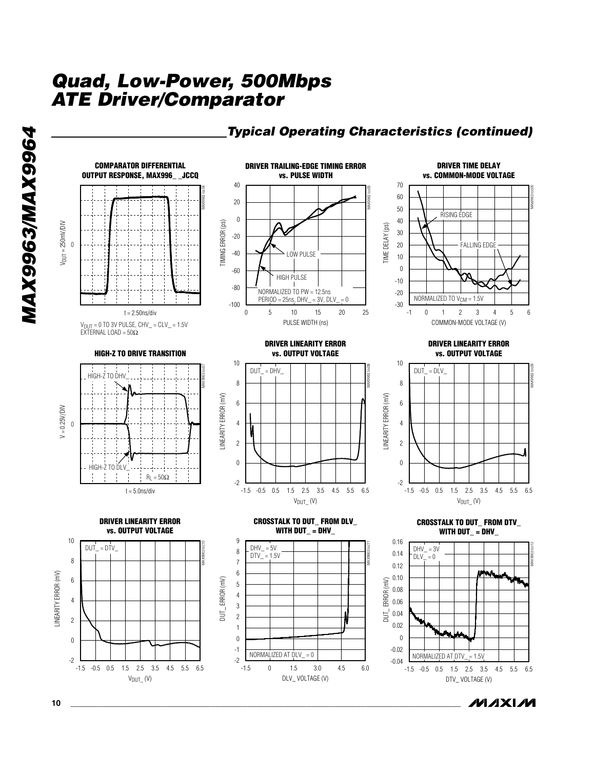## Typical Operating Characteristics (continued)

**COMPARATOR DIFFERENTIAL OUTPUT RESPONSE, MAX996_ _JCCQ**

$V_{OUT}$ = 250mV/DIV

t = 2.50ns/div

$V_{DUT}$ = 0 TO 3V PULSE, CHV_ = CLV_ = 1.5V
EXTERNAL LOAD = 50Ω

**DRIVER TRAILING-EDGE TIMING ERROR vs. PULSE WIDTH**

TIMING ERROR (ps) vs. PULSE WIDTH (ns)

LOW PULSE, HIGH PULSE

NORMALIZED TO PW = 12.5ns
PERIOD = 25ns, DHV_ = 3V, DLV_ = 0

**DRIVER TIME DELAY vs. COMMON-MODE VOLTAGE**

TIME DELAY (ps) vs. COMMON-MODE VOLTAGE (V)

RISING EDGE, FALLING EDGE

NORMALIZED TO $V_{CM}$ = 1.5V

**HIGH-Z TO DRIVE TRANSITION**

V = 0.25V/DIV

HIGH-Z TO DHV_, HIGH-Z TO DLV_

$R_L$ = 50Ω

t = 5.0ns/div

**DRIVER LINEARITY ERROR vs. OUTPUT VOLTAGE**

LINEARITY ERROR (mV) vs. $V_{DUT\_}$ (V)

DUT_ = DHV_

**DRIVER LINEARITY ERROR vs. OUTPUT VOLTAGE**

LINEARITY ERROR (mV) vs. $V_{OUT\_}$ (V)

DUT_ = DLV_

**DRIVER LINEARITY ERROR vs. OUTPUT VOLTAGE**

LINEARITY ERROR (mV) vs. $V_{DUT\_}$ (V)

DUT_ = DTV_

**CROSSTALK TO DUT_ FROM DLV_ WITH DUT_ = DHV_**

DUT_ ERROR (mV) vs. DLV_ VOLTAGE (V)

DHV_ = 5V
DTV_ = 1.5V

NORMALIZED AT DLV_ = 0

**CROSSTALK TO DUT_ FROM DTV_ WITH DUT_ = DHV_**

DUT_ ERROR (mV) vs. DTV_ VOLTAGE (V)

DHV_ = 3V
DLV_ = 0

NORMALIZED AT DTV_ = 1.5V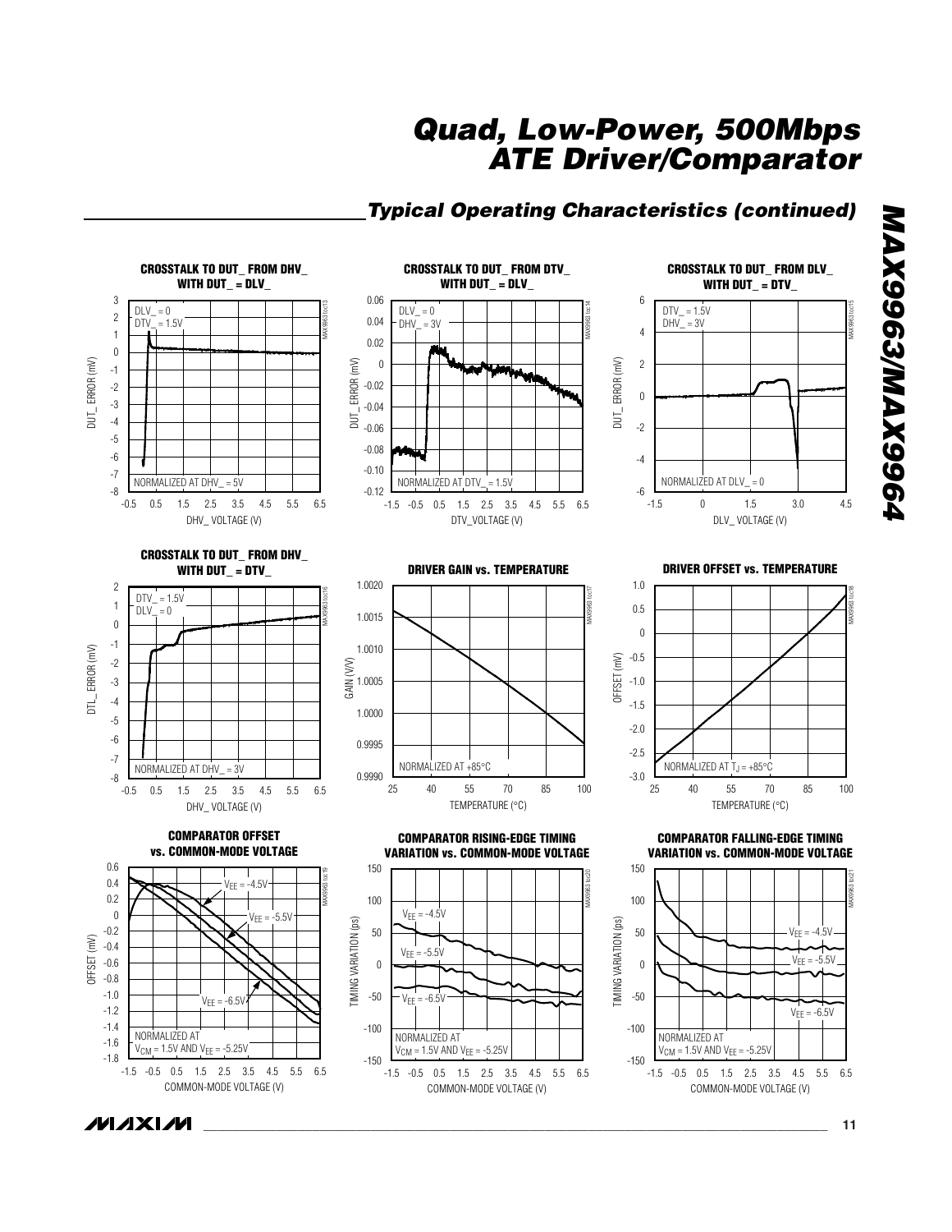## Typical Operating Characteristics (continued)

**CROSSTALK TO DUT_ FROM DHV_ WITH DUT_ = DLV_**

DLV_ = 0
DTV_ = 1.5V
NORMALIZED AT DHV_ = 5V

**CROSSTALK TO DUT_ FROM DTV_ WITH DUT_ = DLV_**

DLV_ = 0
DHV_ = 3V
NORMALIZED AT DTV_ = 1.5V

**CROSSTALK TO DUT_ FROM DLV_ WITH DUT_ = DTV_**

DTV_ = 1.5V
DHV_ = 3V
NORMALIZED AT DLV_ = 0

**CROSSTALK TO DUT_ FROM DHV_ WITH DUT_ = DTV_**

DTV_ = 1.5V
DLV_ = 0
NORMALIZED AT DHV_ = 3V

**DRIVER GAIN vs. TEMPERATURE**

NORMALIZED AT +85°C

**DRIVER OFFSET vs. TEMPERATURE**

NORMALIZED AT $T_J$ = +85°C

**COMPARATOR OFFSET vs. COMMON-MODE VOLTAGE**

$V_{EE}$ = -4.5V, $V_{EE}$ = -5.5V, $V_{EE}$ = -6.5V
NORMALIZED AT $V_{CM}$ = 1.5V AND $V_{EE}$ = -5.25V

**COMPARATOR RISING-EDGE TIMING VARIATION vs. COMMON-MODE VOLTAGE**

$V_{EE}$ = -4.5V, $V_{EE}$ = -5.5V, $V_{EE}$ = -6.5V
NORMALIZED AT $V_{CM}$ = 1.5V AND $V_{EE}$ = -5.25V

**COMPARATOR FALLING-EDGE TIMING VARIATION vs. COMMON-MODE VOLTAGE**

$V_{EE}$ = -4.5V, $V_{EE}$ = -5.5V, $V_{EE}$ = -6.5V
NORMALIZED AT $V_{CM}$ = 1.5V AND $V_{EE}$ = -5.25V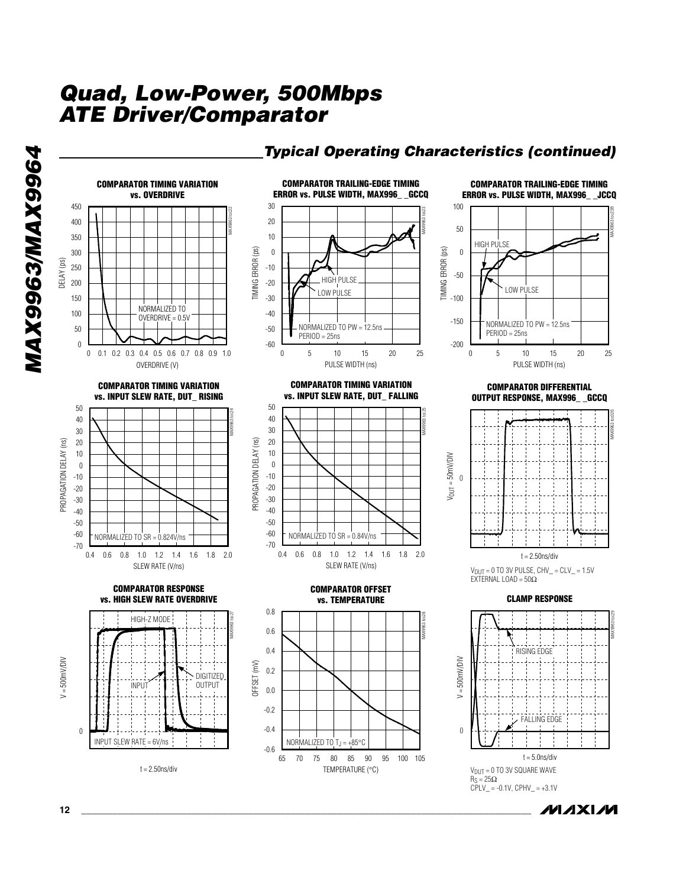## Typical Operating Characteristics (continued)

**COMPARATOR TIMING VARIATION vs. OVERDRIVE**

DELAY (ps) vs. OVERDRIVE (V)

NORMALIZED TO OVERDRIVE = 0.5V

**COMPARATOR TRAILING-EDGE TIMING ERROR vs. PULSE WIDTH, MAX996_ _GCCQ**

TIMING ERROR (ps) vs. PULSE WIDTH (ns)

HIGH PULSE, LOW PULSE

NORMALIZED TO PW = 12.5ns, PERIOD = 25ns

**COMPARATOR TRAILING-EDGE TIMING ERROR vs. PULSE WIDTH, MAX996_ _JCCQ**

TIMING ERROR (ps) vs. PULSE WIDTH (ns)

HIGH PULSE, LOW PULSE

NORMALIZED TO PW = 12.5ns, PERIOD = 25ns

**COMPARATOR TIMING VARIATION vs. INPUT SLEW RATE, DUT_ RISING**

PROPAGATION DELAY (ns) vs. SLEW RATE (V/ns)

NORMALIZED TO SR = 0.824V/ns

**COMPARATOR TIMING VARIATION vs. INPUT SLEW RATE, DUT_ FALLING**

PROPAGATION DELAY (ns) vs. SLEW RATE (V/ns)

NORMALIZED TO SR = 0.84V/ns

**COMPARATOR DIFFERENTIAL OUTPUT RESPONSE, MAX996_ _GCCQ**

$V_{OUT}$ = 50mV/DIV, t = 2.50ns/div

$V_{DUT}$ = 0 TO 3V PULSE, CHV_ = CLV_ = 1.5V
EXTERNAL LOAD = 50Ω

**COMPARATOR RESPONSE vs. HIGH SLEW RATE OVERDRIVE**

V = 500mV/DIV, t = 2.50ns/div

HIGH-Z MODE, INPUT, DIGITIZED OUTPUT

INPUT SLEW RATE = 6V/ns

**COMPARATOR OFFSET vs. TEMPERATURE**

OFFSET (mV) vs. TEMPERATURE (°C)

NORMALIZED TO $T_J$ = +85°C

**CLAMP RESPONSE**

V = 500mV/DIV, t = 5.0ns/div

RISING EDGE, FALLING EDGE

$V_{DUT}$ = 0 TO 3V SQUARE WAVE
$R_S$ = 25Ω
CPLV_ = -0.1V, CPHV_ = +3.1V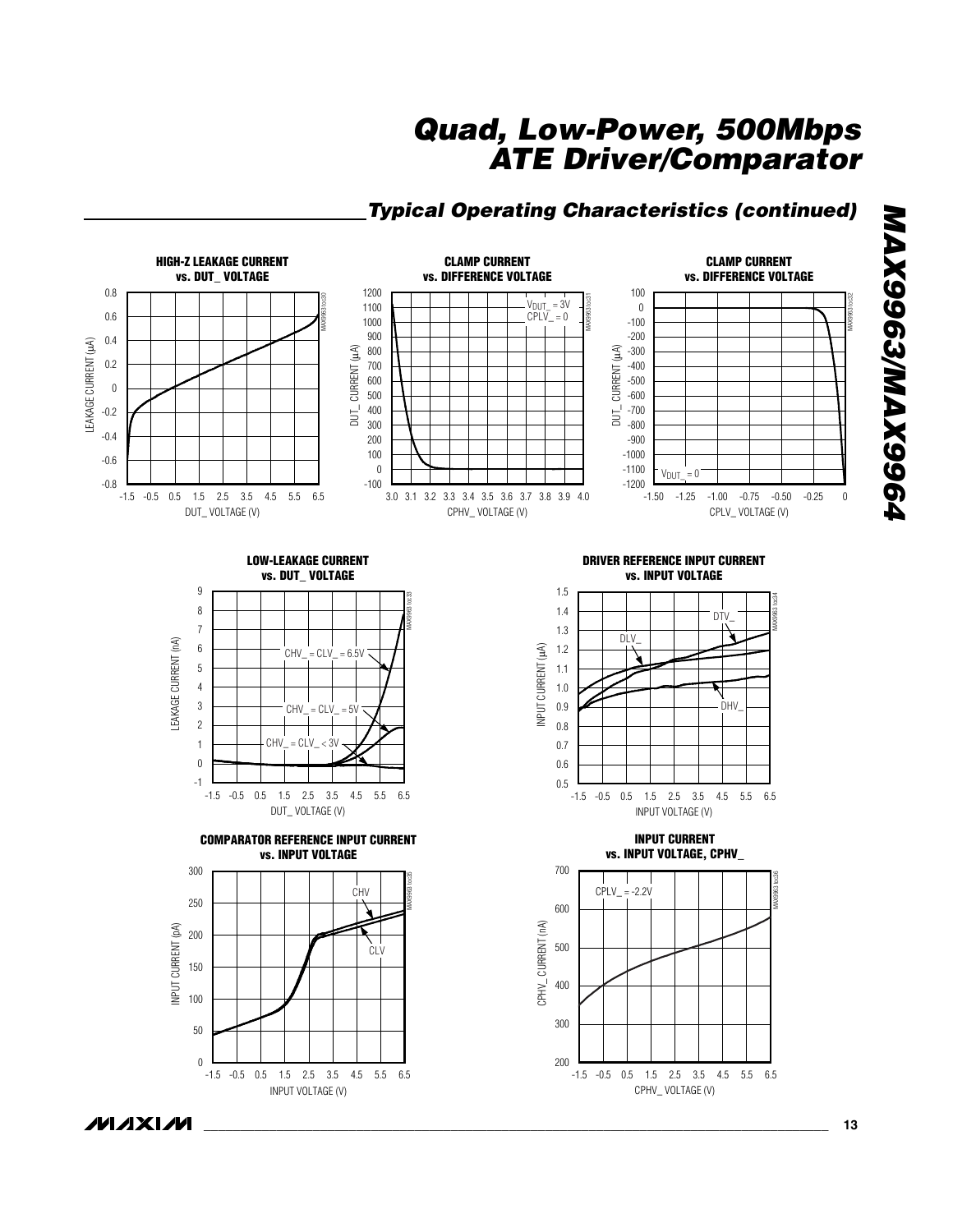## Typical Operating Characteristics (continued)

**HIGH-Z LEAKAGE CURRENT vs. DUT_ VOLTAGE**

**CLAMP CURRENT vs. DIFFERENCE VOLTAGE**

**CLAMP CURRENT vs. DIFFERENCE VOLTAGE**

**LOW-LEAKAGE CURRENT vs. DUT_ VOLTAGE**

**DRIVER REFERENCE INPUT CURRENT vs. INPUT VOLTAGE**

**COMPARATOR REFERENCE INPUT CURRENT vs. INPUT VOLTAGE**

**INPUT CURRENT vs. INPUT VOLTAGE, CPHV_**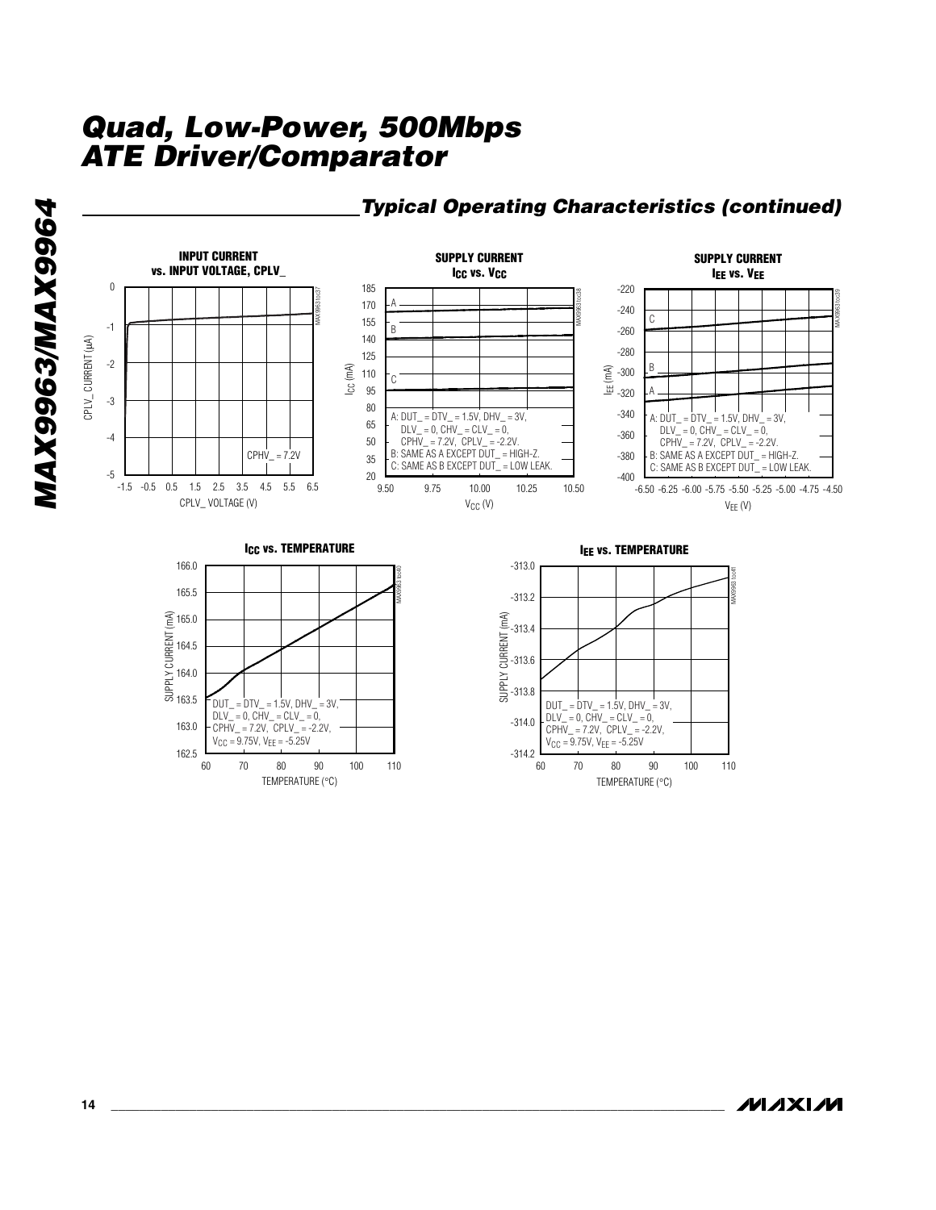## Typical Operating Characteristics (continued)

**INPUT CURRENT vs. INPUT VOLTAGE, CPLV_**

CPLV_ CURRENT (µA) vs. CPLV_ VOLTAGE (V)

CPHV_ = 7.2V

**SUPPLY CURRENT $I_{CC}$ vs. $V_{CC}$**

$I_{CC}$ (mA) vs. $V_{CC}$ (V)

A: DUT_ = DTV_ = 1.5V, DHV_ = 3V, DLV_ = 0, CHV_ = CLV_ = 0, CPHV_ = 7.2V, CPLV_ = -2.2V.
B: SAME AS A EXCEPT DUT_ = HIGH-Z.
C: SAME AS B EXCEPT DUT_ = LOW LEAK.

**SUPPLY CURRENT $I_{EE}$ vs. $V_{EE}$**

$I_{EE}$ (mA) vs. $V_{EE}$ (V)

A: DUT_ = DTV_ = 1.5V, DHV_ = 3V, DLV_ = 0, CHV_ = CLV_ = 0, CPHV_ = 7.2V, CPLV_ = -2.2V.
B: SAME AS A EXCEPT DUT_ = HIGH-Z.
C: SAME AS B EXCEPT DUT_ = LOW LEAK.

**$I_{CC}$ vs. TEMPERATURE**

SUPPLY CURRENT (mA) vs. TEMPERATURE (°C)

DUT_ = DTV_ = 1.5V, DHV_ = 3V, DLV_ = 0, CHV_ = CLV_ = 0, CPHV_ = 7.2V, CPLV_ = -2.2V, $V_{CC}$ = 9.75V, $V_{EE}$ = -5.25V

**$I_{EE}$ vs. TEMPERATURE**

SUPPLY CURRENT (mA) vs. TEMPERATURE (°C)

DUT_ = DTV_ = 1.5V, DHV_ = 3V, DLV_ = 0, CHV_ = CLV_ = 0, CPHV_ = 7.2V, CPLV_ = -2.2V, $V_{CC}$ = 9.75V, $V_{EE}$ = -5.25V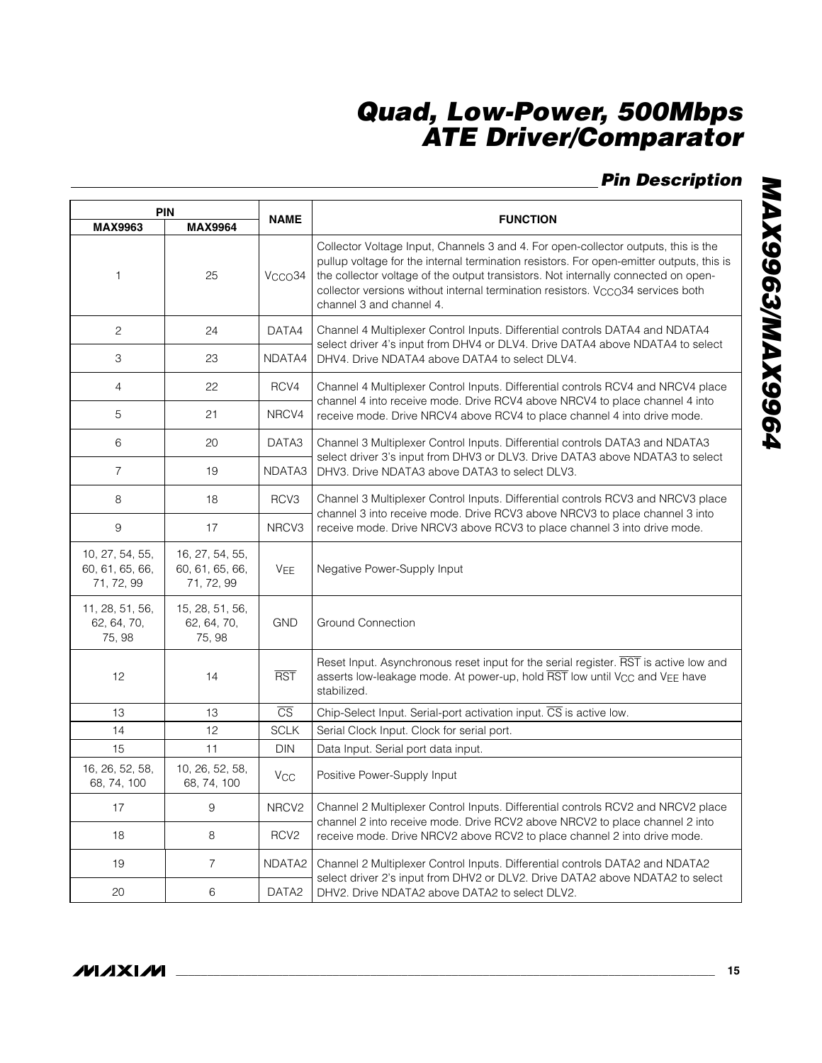## Pin Description

| PIN | | NAME | FUNCTION |
|---|---|---|---|
| MAX9963 | MAX9964 | | |
| 1 | 25 | $V_{CCO}34$ | Collector Voltage Input, Channels 3 and 4. For open-collector outputs, this is the pullup voltage for the internal termination resistors. For open-emitter outputs, this is the collector voltage of the output transistors. Not internally connected on open-collector versions without internal termination resistors. $V_{CCO}34$ services both channel 3 and channel 4. |
| 2 | 24 | DATA4 | Channel 4 Multiplexer Control Inputs. Differential controls DATA4 and NDATA4 select driver 4's input from DHV4 or DLV4. Drive DATA4 above NDATA4 to select DHV4. Drive NDATA4 above DATA4 to select DLV4. |
| 3 | 23 | NDATA4 | |
| 4 | 22 | RCV4 | Channel 4 Multiplexer Control Inputs. Differential controls RCV4 and NRCV4 place channel 4 into receive mode. Drive RCV4 above NRCV4 to place channel 4 into receive mode. Drive NRCV4 above RCV4 to place channel 4 into drive mode. |
| 5 | 21 | NRCV4 | |
| 6 | 20 | DATA3 | Channel 3 Multiplexer Control Inputs. Differential controls DATA3 and NDATA3 select driver 3's input from DHV3 or DLV3. Drive DATA3 above NDATA3 to select DHV3. Drive NDATA3 above DATA3 to select DLV3. |
| 7 | 19 | NDATA3 | |
| 8 | 18 | RCV3 | Channel 3 Multiplexer Control Inputs. Differential controls RCV3 and NRCV3 place channel 3 into receive mode. Drive RCV3 above NRCV3 to place channel 3 into receive mode. Drive NRCV3 above RCV3 to place channel 3 into drive mode. |
| 9 | 17 | NRCV3 | |
| 10, 27, 54, 55, 60, 61, 65, 66, 71, 72, 99 | 16, 27, 54, 55, 60, 61, 65, 66, 71, 72, 99 | $V_{EE}$ | Negative Power-Supply Input |
| 11, 28, 51, 56, 62, 64, 70, 75, 98 | 15, 28, 51, 56, 62, 64, 70, 75, 98 | GND | Ground Connection |
| 12 | 14 | $\overline{RST}$ | Reset Input. Asynchronous reset input for the serial register. $\overline{RST}$ is active low and asserts low-leakage mode. At power-up, hold $\overline{RST}$ low until $V_{CC}$ and $V_{EE}$ have stabilized. |
| 13 | 13 | $\overline{CS}$ | Chip-Select Input. Serial-port activation input. $\overline{CS}$ is active low. |
| 14 | 12 | SCLK | Serial Clock Input. Clock for serial port. |
| 15 | 11 | DIN | Data Input. Serial port data input. |
| 16, 26, 52, 58, 68, 74, 100 | 10, 26, 52, 58, 68, 74, 100 | $V_{CC}$ | Positive Power-Supply Input |
| 17 | 9 | NRCV2 | Channel 2 Multiplexer Control Inputs. Differential controls RCV2 and NRCV2 place channel 2 into receive mode. Drive RCV2 above NRCV2 to place channel 2 into receive mode. Drive NRCV2 above RCV2 to place channel 2 into drive mode. |
| 18 | 8 | RCV2 | |
| 19 | 7 | NDATA2 | Channel 2 Multiplexer Control Inputs. Differential controls DATA2 and NDATA2 select driver 2's input from DHV2 or DLV2. Drive DATA2 above NDATA2 to select DHV2. Drive NDATA2 above DATA2 to select DLV2. |
| 20 | 6 | DATA2 | |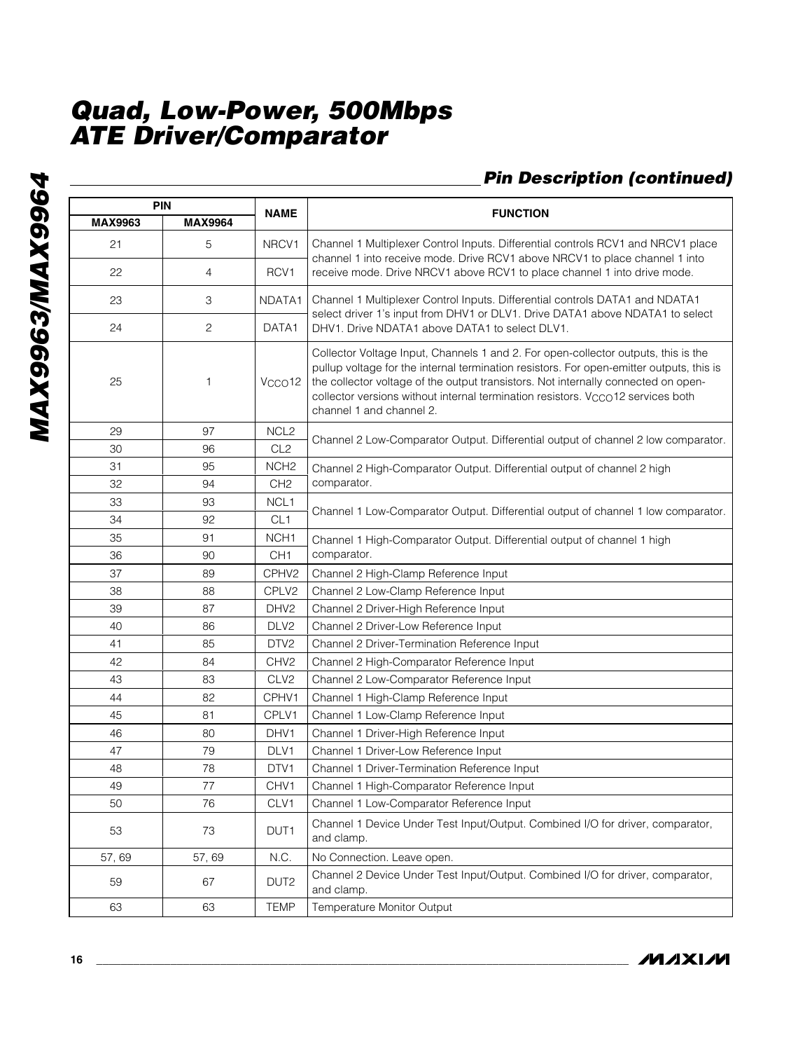## Pin Description (continued)

| PIN | | NAME | FUNCTION |
|---|---|---|---|
| MAX9963 | MAX9964 | | |
| 21 | 5 | NRCV1 | Channel 1 Multiplexer Control Inputs. Differential controls RCV1 and NRCV1 place channel 1 into receive mode. Drive RCV1 above NRCV1 to place channel 1 into receive mode. Drive NRCV1 above RCV1 to place channel 1 into drive mode. |
| 22 | 4 | RCV1 | |
| 23 | 3 | NDATA1 | Channel 1 Multiplexer Control Inputs. Differential controls DATA1 and NDATA1 select driver 1's input from DHV1 or DLV1. Drive DATA1 above NDATA1 to select DHV1. Drive NDATA1 above DATA1 to select DLV1. |
| 24 | 2 | DATA1 | |
| 25 | 1 | $V_{CCO}12$ | Collector Voltage Input, Channels 1 and 2. For open-collector outputs, this is the pullup voltage for the internal termination resistors. For open-emitter outputs, this is the collector voltage of the output transistors. Not internally connected on open-collector versions without internal termination resistors. $V_{CCO}12$ services both channel 1 and channel 2. |
| 29 | 97 | NCL2 | Channel 2 Low-Comparator Output. Differential output of channel 2 low comparator. |
| 30 | 96 | CL2 | |
| 31 | 95 | NCH2 | Channel 2 High-Comparator Output. Differential output of channel 2 high comparator. |
| 32 | 94 | CH2 | |
| 33 | 93 | NCL1 | Channel 1 Low-Comparator Output. Differential output of channel 1 low comparator. |
| 34 | 92 | CL1 | |
| 35 | 91 | NCH1 | Channel 1 High-Comparator Output. Differential output of channel 1 high comparator. |
| 36 | 90 | CH1 | |
| 37 | 89 | CPHV2 | Channel 2 High-Clamp Reference Input |
| 38 | 88 | CPLV2 | Channel 2 Low-Clamp Reference Input |
| 39 | 87 | DHV2 | Channel 2 Driver-High Reference Input |
| 40 | 86 | DLV2 | Channel 2 Driver-Low Reference Input |
| 41 | 85 | DTV2 | Channel 2 Driver-Termination Reference Input |
| 42 | 84 | CHV2 | Channel 2 High-Comparator Reference Input |
| 43 | 83 | CLV2 | Channel 2 Low-Comparator Reference Input |
| 44 | 82 | CPHV1 | Channel 1 High-Clamp Reference Input |
| 45 | 81 | CPLV1 | Channel 1 Low-Clamp Reference Input |
| 46 | 80 | DHV1 | Channel 1 Driver-High Reference Input |
| 47 | 79 | DLV1 | Channel 1 Driver-Low Reference Input |
| 48 | 78 | DTV1 | Channel 1 Driver-Termination Reference Input |
| 49 | 77 | CHV1 | Channel 1 High-Comparator Reference Input |
| 50 | 76 | CLV1 | Channel 1 Low-Comparator Reference Input |
| 53 | 73 | DUT1 | Channel 1 Device Under Test Input/Output. Combined I/O for driver, comparator, and clamp. |
| 57, 69 | 57, 69 | N.C. | No Connection. Leave open. |
| 59 | 67 | DUT2 | Channel 2 Device Under Test Input/Output. Combined I/O for driver, comparator, and clamp. |
| 63 | 63 | TEMP | Temperature Monitor Output |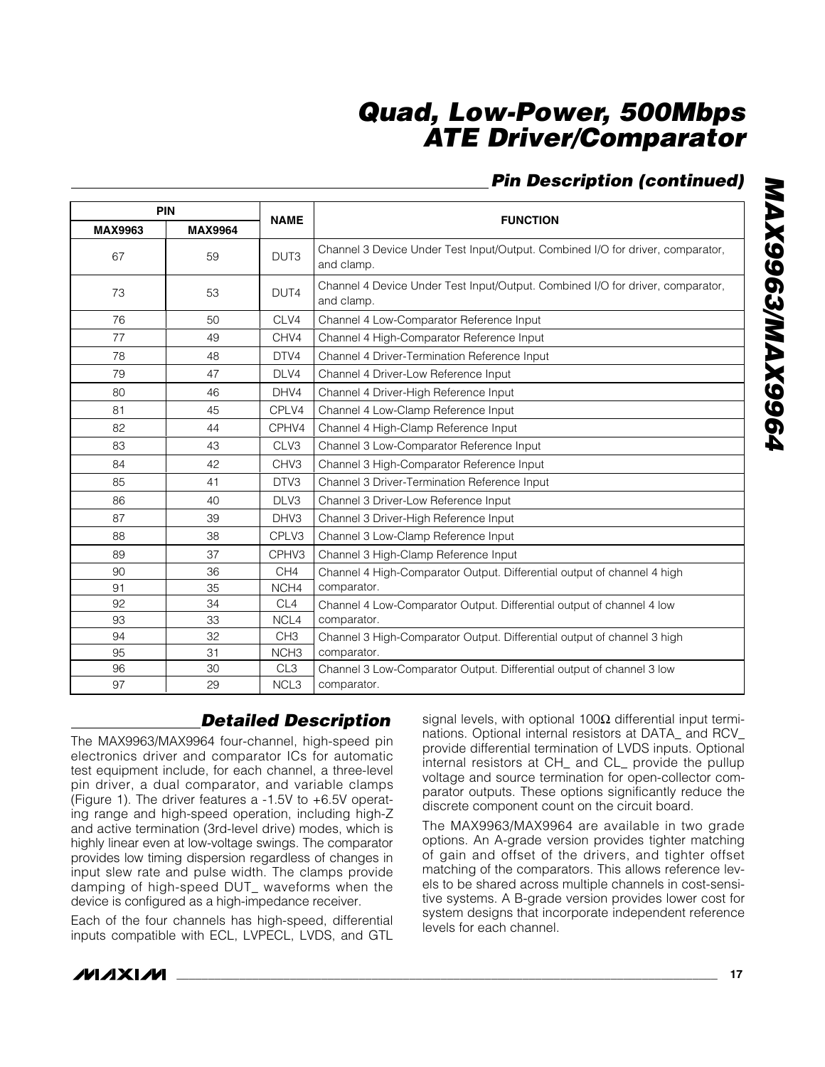## Pin Description (continued)

| PIN | | NAME | FUNCTION |
|---|---|---|---|
| MAX9963 | MAX9964 | | |
| 67 | 59 | DUT3 | Channel 3 Device Under Test Input/Output. Combined I/O for driver, comparator, and clamp. |
| 73 | 53 | DUT4 | Channel 4 Device Under Test Input/Output. Combined I/O for driver, comparator, and clamp. |
| 76 | 50 | CLV4 | Channel 4 Low-Comparator Reference Input |
| 77 | 49 | CHV4 | Channel 4 High-Comparator Reference Input |
| 78 | 48 | DTV4 | Channel 4 Driver-Termination Reference Input |
| 79 | 47 | DLV4 | Channel 4 Driver-Low Reference Input |
| 80 | 46 | DHV4 | Channel 4 Driver-High Reference Input |
| 81 | 45 | CPLV4 | Channel 4 Low-Clamp Reference Input |
| 82 | 44 | CPHV4 | Channel 4 High-Clamp Reference Input |
| 83 | 43 | CLV3 | Channel 3 Low-Comparator Reference Input |
| 84 | 42 | CHV3 | Channel 3 High-Comparator Reference Input |
| 85 | 41 | DTV3 | Channel 3 Driver-Termination Reference Input |
| 86 | 40 | DLV3 | Channel 3 Driver-Low Reference Input |
| 87 | 39 | DHV3 | Channel 3 Driver-High Reference Input |
| 88 | 38 | CPLV3 | Channel 3 Low-Clamp Reference Input |
| 89 | 37 | CPHV3 | Channel 3 High-Clamp Reference Input |
| 90 | 36 | CH4 | Channel 4 High-Comparator Output. Differential output of channel 4 high comparator. |
| 91 | 35 | NCH4 | |
| 92 | 34 | CL4 | Channel 4 Low-Comparator Output. Differential output of channel 4 low comparator. |
| 93 | 33 | NCL4 | |
| 94 | 32 | CH3 | Channel 3 High-Comparator Output. Differential output of channel 3 high comparator. |
| 95 | 31 | NCH3 | |
| 96 | 30 | CL3 | Channel 3 Low-Comparator Output. Differential output of channel 3 low comparator. |
| 97 | 29 | NCL3 | |

## Detailed Description

The MAX9963/MAX9964 four-channel, high-speed pin electronics driver and comparator ICs for automatic test equipment include, for each channel, a three-level pin driver, a dual comparator, and variable clamps (Figure 1). The driver features a -1.5V to +6.5V operating range and high-speed operation, including high-Z and active termination (3rd-level drive) modes, which is highly linear even at low-voltage swings. The comparator provides low timing dispersion regardless of changes in input slew rate and pulse width. The clamps provide damping of high-speed DUT_ waveforms when the device is configured as a high-impedance receiver.

Each of the four channels has high-speed, differential inputs compatible with ECL, LVPECL, LVDS, and GTL signal levels, with optional 100Ω differential input terminations. Optional internal resistors at DATA_ and RCV_ provide differential termination of LVDS inputs. Optional internal resistors at CH_ and CL_ provide the pullup voltage and source termination for open-collector comparator outputs. These options significantly reduce the discrete component count on the circuit board.

The MAX9963/MAX9964 are available in two grade options. An A-grade version provides tighter matching of gain and offset of the drivers, and tighter offset matching of the comparators. This allows reference levels to be shared across multiple channels in cost-sensitive systems. A B-grade version provides lower cost for system designs that incorporate independent reference levels for each channel.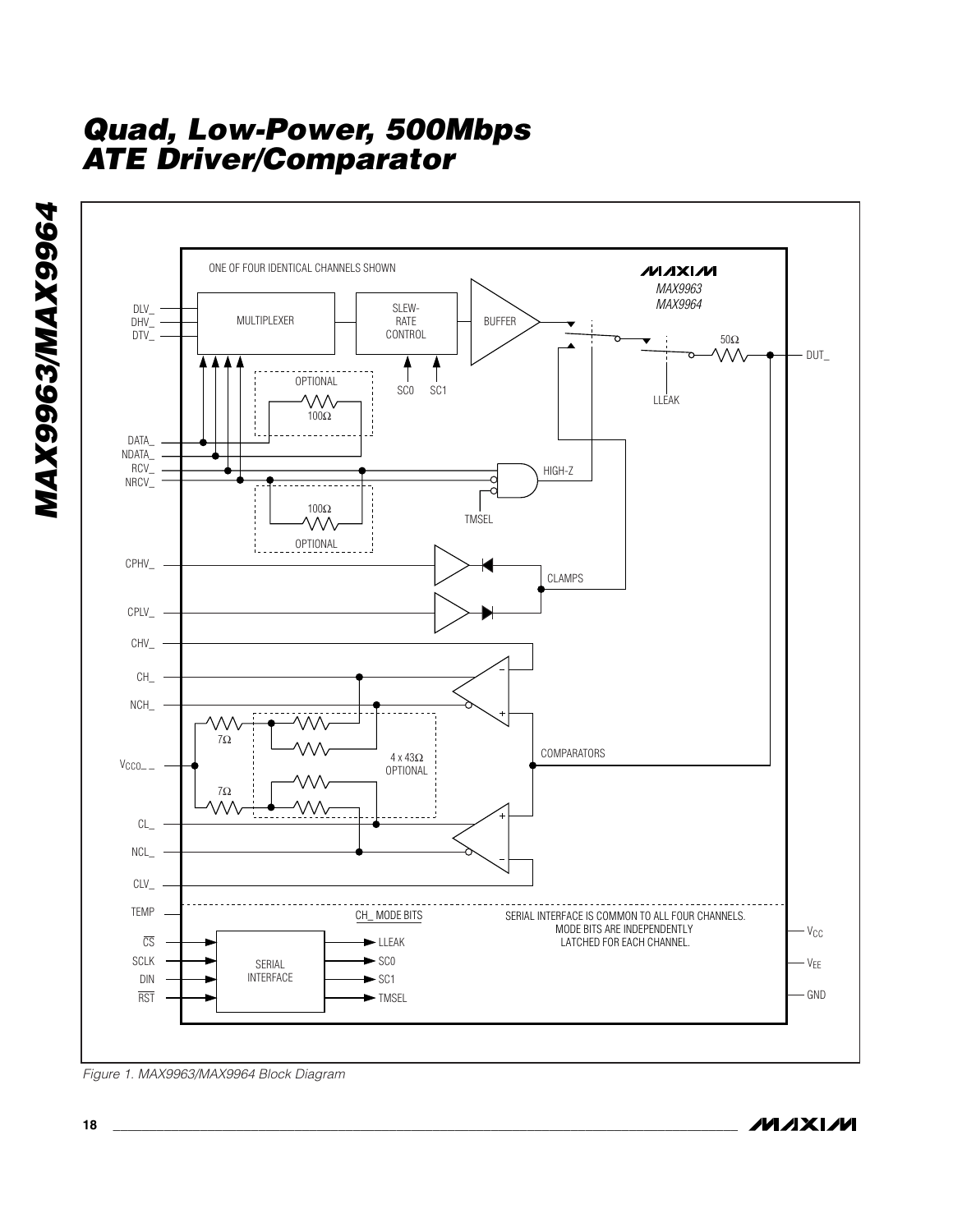Figure 1. MAX9963/MAX9964 Block Diagram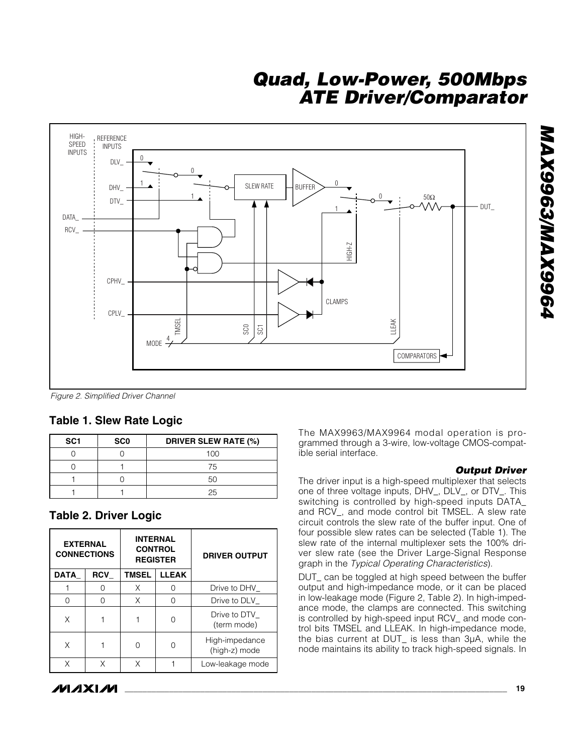Figure 2. Simplified Driver Channel

## Table 1. Slew Rate Logic

| SC1 | SC0 | DRIVER SLEW RATE (%) |
|---|---|---|
| 0 | 0 | 100 |
| 0 | 1 | 75 |
| 1 | 0 | 50 |
| 1 | 1 | 25 |

## Table 2. Driver Logic

| EXTERNAL CONNECTIONS | | INTERNAL CONTROL REGISTER | | DRIVER OUTPUT |
|---|---|---|---|---|
| DATA_ | RCV_ | TMSEL | LLEAK | |
| 1 | 0 | X | 0 | Drive to DHV_ |
| 0 | 0 | X | 0 | Drive to DLV_ |
| X | 1 | 1 | 0 | Drive to DTV_ (term mode) |
| X | 1 | 0 | 0 | High-impedance (high-z) mode |
| X | X | X | 1 | Low-leakage mode |

The MAX9963/MAX9964 modal operation is programmed through a 3-wire, low-voltage CMOS-compatible serial interface.

### *Output Driver*

The driver input is a high-speed multiplexer that selects one of three voltage inputs, DHV_, DLV_, or DTV_. This switching is controlled by high-speed inputs DATA_ and RCV_, and mode control bit TMSEL. A slew rate circuit controls the slew rate of the buffer input. One of four possible slew rates can be selected (Table 1). The slew rate of the internal multiplexer sets the 100% driver slew rate (see the Driver Large-Signal Response graph in the *Typical Operating Characteristics*).

DUT_ can be toggled at high speed between the buffer output and high-impedance mode, or it can be placed in low-leakage mode (Figure 2, Table 2). In high-impedance mode, the clamps are connected. This switching is controlled by high-speed input RCV_ and mode control bits TMSEL and LLEAK. In high-impedance mode, the bias current at DUT_ is less than 3µA, while the node maintains its ability to track high-speed signals. In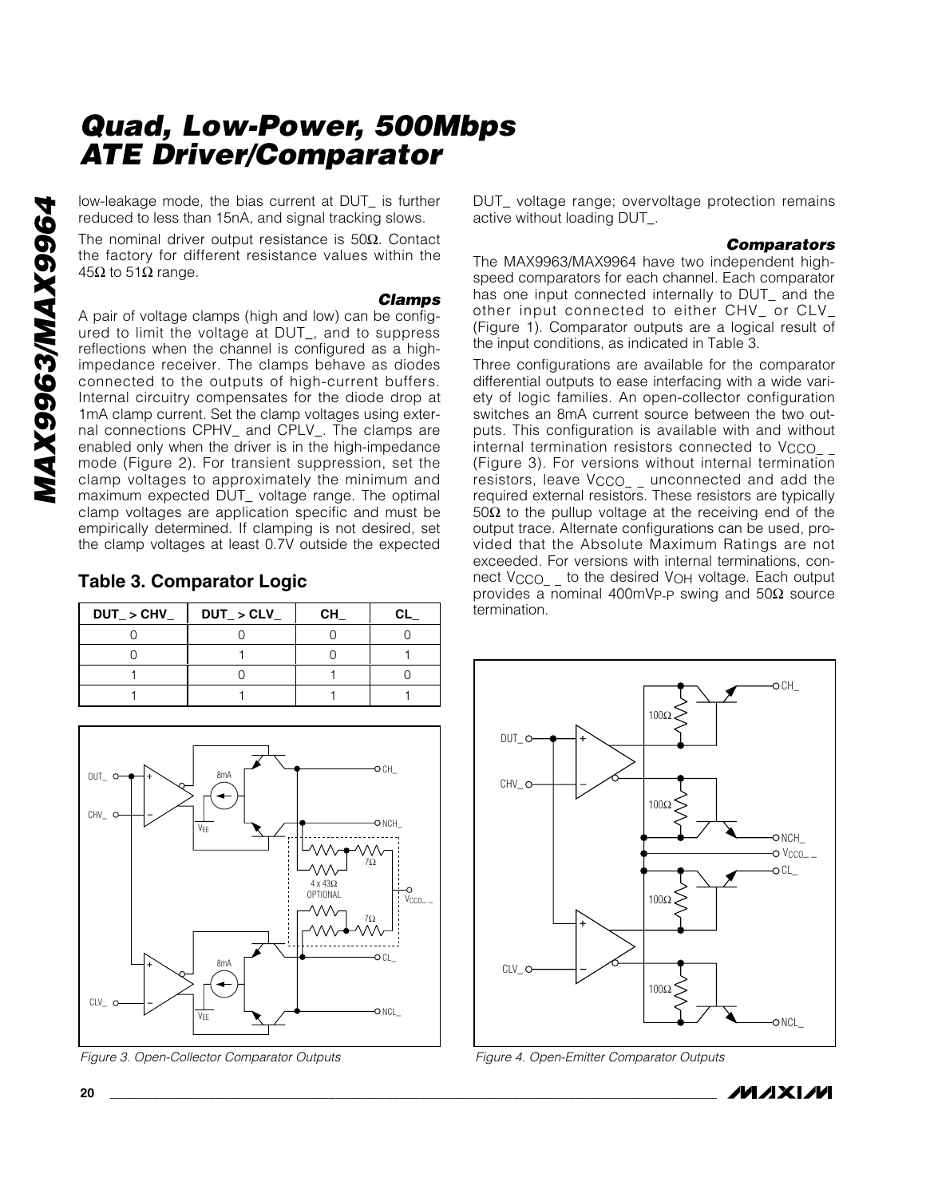low-leakage mode, the bias current at DUT_ is further reduced to less than 15nA, and signal tracking slows.

The nominal driver output resistance is 50Ω. Contact the factory for different resistance values within the 45Ω to 51Ω range.

### *Clamps*

A pair of voltage clamps (high and low) can be configured to limit the voltage at DUT_, and to suppress reflections when the channel is configured as a high-impedance receiver. The clamps behave as diodes connected to the outputs of high-current buffers. Internal circuitry compensates for the diode drop at 1mA clamp current. Set the clamp voltages using external connections CPHV_ and CPLV_. The clamps are enabled only when the driver is in the high-impedance mode (Figure 2). For transient suppression, set the clamp voltages to approximately the minimum and maximum expected DUT_ voltage range. The optimal clamp voltages are application specific and must be empirically determined. If clamping is not desired, set the clamp voltages at least 0.7V outside the expected DUT_ voltage range; overvoltage protection remains active without loading DUT_.

## Table 3. Comparator Logic

| DUT_ > CHV_ | DUT_ > CLV_ | CH_ | CL_ |
|---|---|---|---|
| 0 | 0 | 0 | 0 |
| 0 | 1 | 0 | 1 |
| 1 | 0 | 1 | 0 |
| 1 | 1 | 1 | 1 |

*Figure 3. Open-Collector Comparator Outputs*

### *Comparators*

The MAX9963/MAX9964 have two independent high-speed comparators for each channel. Each comparator has one input connected internally to DUT_ and the other input connected to either CHV_ or CLV_ (Figure 1). Comparator outputs are a logical result of the input conditions, as indicated in Table 3.

Three configurations are available for the comparator differential outputs to ease interfacing with a wide variety of logic families. An open-collector configuration switches an 8mA current source between the two outputs. This configuration is available with and without internal termination resistors connected to $V_{CCO\_\_}$ (Figure 3). For versions without internal termination resistors, leave $V_{CCO\_\_}$ unconnected and add the required external resistors. These resistors are typically 50Ω to the pullup voltage at the receiving end of the output trace. Alternate configurations can be used, provided that the Absolute Maximum Ratings are not exceeded. For versions with internal terminations, connect $V_{CCO\_\_}$ to the desired $V_{OH}$ voltage. Each output provides a nominal $400mV_{P-P}$ swing and 50Ω source termination.

*Figure 4. Open-Emitter Comparator Outputs*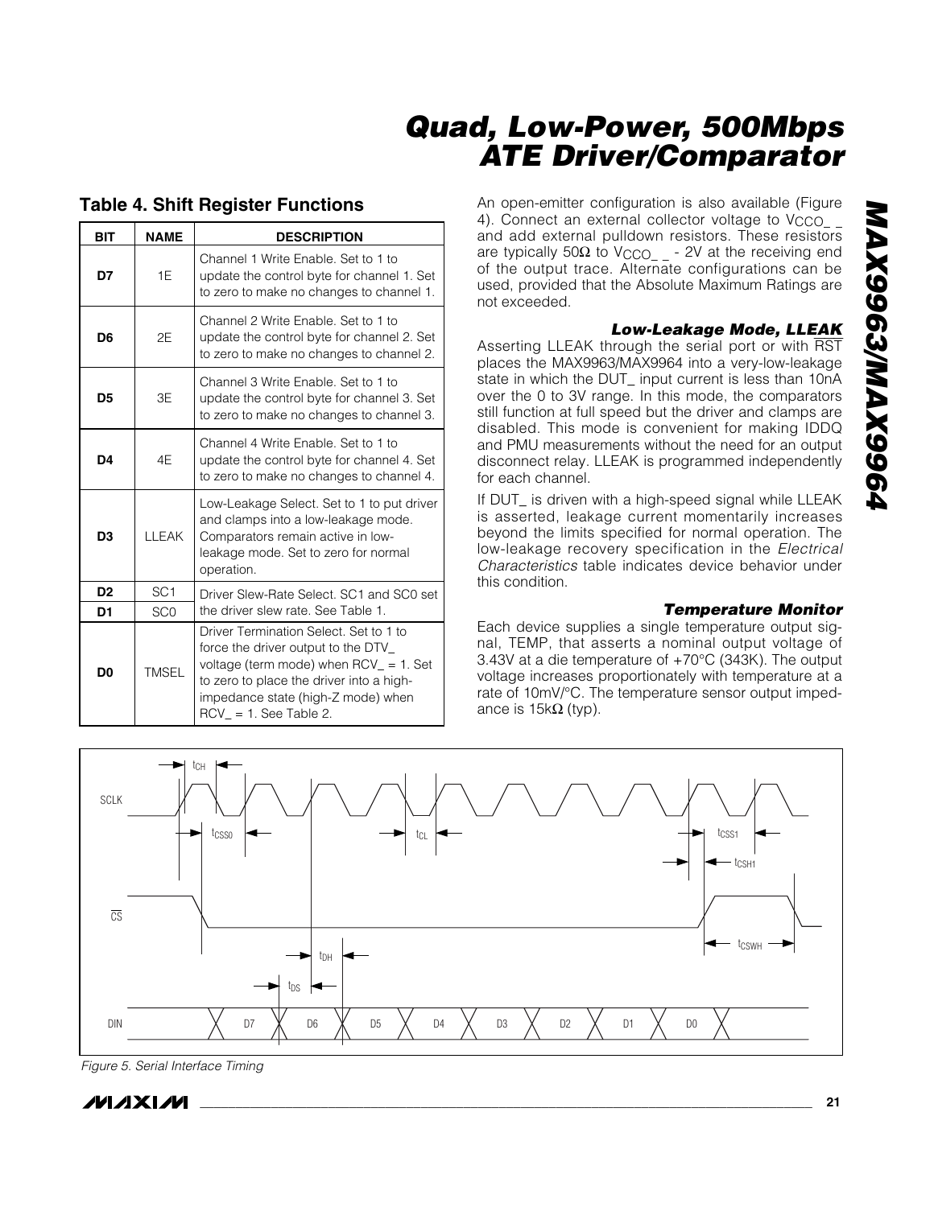## Table 4. Shift Register Functions

| BIT | NAME | DESCRIPTION |
|---|---|---|
| D7 | 1E | Channel 1 Write Enable. Set to 1 to update the control byte for channel 1. Set to zero to make no changes to channel 1. |
| D6 | 2E | Channel 2 Write Enable. Set to 1 to update the control byte for channel 2. Set to zero to make no changes to channel 2. |
| D5 | 3E | Channel 3 Write Enable. Set to 1 to update the control byte for channel 3. Set to zero to make no changes to channel 3. |
| D4 | 4E | Channel 4 Write Enable. Set to 1 to update the control byte for channel 4. Set to zero to make no changes to channel 4. |
| D3 | LLEAK | Low-Leakage Select. Set to 1 to put driver and clamps into a low-leakage mode. Comparators remain active in low-leakage mode. Set to zero for normal operation. |
| D2 | SC1 | Driver Slew-Rate Select. SC1 and SC0 set the driver slew rate. See Table 1. |
| D1 | SC0 | |
| D0 | TMSEL | Driver Termination Select. Set to 1 to force the driver output to the DTV_ voltage (term mode) when RCV_ = 1. Set to zero to place the driver into a high-impedance state (high-Z mode) when RCV_ = 1. See Table 2. |

An open-emitter configuration is also available (Figure 4). Connect an external collector voltage to $V_{CCO\_\_}$ and add external pulldown resistors. These resistors are typically 50Ω to $V_{CCO\_\_}$ - 2V at the receiving end of the output trace. Alternate configurations can be used, provided that the Absolute Maximum Ratings are not exceeded.

### *Low-Leakage Mode, LLEAK*

Asserting LLEAK through the serial port or with $\overline{RST}$ places the MAX9963/MAX9964 into a very-low-leakage state in which the DUT_ input current is less than 10nA over the 0 to 3V range. In this mode, the comparators still function at full speed but the driver and clamps are disabled. This mode is convenient for making IDDQ and PMU measurements without the need for an output disconnect relay. LLEAK is programmed independently for each channel.

If DUT_ is driven with a high-speed signal while LLEAK is asserted, leakage current momentarily increases beyond the limits specified for normal operation. The low-leakage recovery specification in the *Electrical Characteristics* table indicates device behavior under this condition.

### *Temperature Monitor*

Each device supplies a single temperature output signal, TEMP, that asserts a nominal output voltage of 3.43V at a die temperature of +70°C (343K). The output voltage increases proportionately with temperature at a rate of 10mV/°C. The temperature sensor output impedance is 15kΩ (typ).

*Figure 5. Serial Interface Timing*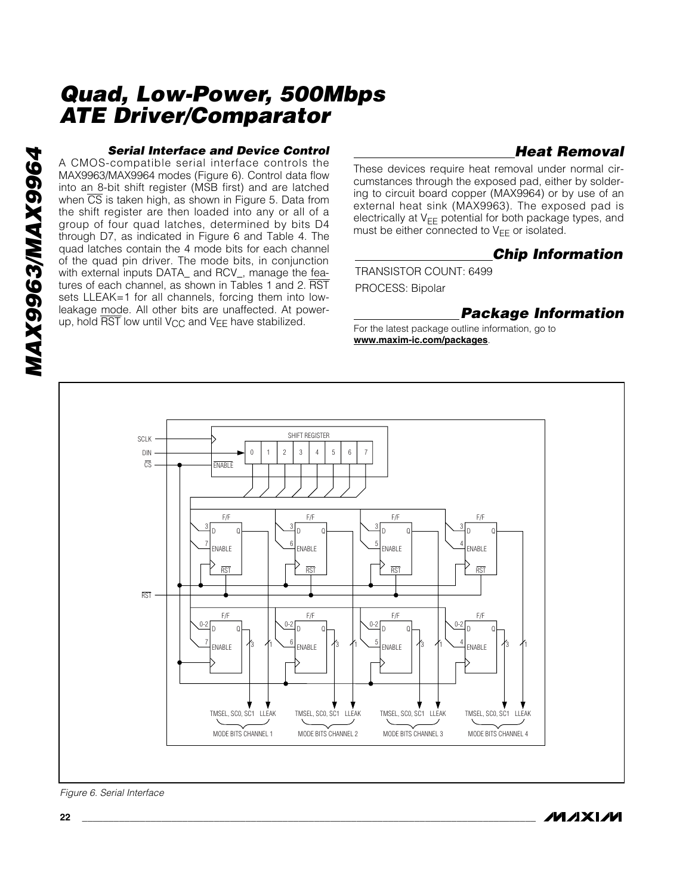### Serial Interface and Device Control

A CMOS-compatible serial interface controls the MAX9963/MAX9964 modes (Figure 6). Control data flow into an 8-bit shift register (MSB first) and are latched when $\overline{CS}$ is taken high, as shown in Figure 5. Data from the shift register are then loaded into any or all of a group of four quad latches, determined by bits D4 through D7, as indicated in Figure 6 and Table 4. The quad latches contain the 4 mode bits for each channel of the quad pin driver. The mode bits, in conjunction with external inputs DATA_ and RCV_, manage the features of each channel, as shown in Tables 1 and 2. $\overline{RST}$ sets LLEAK=1 for all channels, forcing them into low-leakage mode. All other bits are unaffected. At power-up, hold $\overline{RST}$ low until $V_{CC}$ and $V_{EE}$ have stabilized.

## Heat Removal

These devices require heat removal under normal circumstances through the exposed pad, either by soldering to circuit board copper (MAX9964) or by use of an external heat sink (MAX9963). The exposed pad is electrically at $V_{EE}$ potential for both package types, and must be either connected to $V_{EE}$ or isolated.

## Chip Information

TRANSISTOR COUNT: 6499

PROCESS: Bipolar

## Package Information

For the latest package outline information, go to **www.maxim-ic.com/packages**.

*Figure 6. Serial Interface*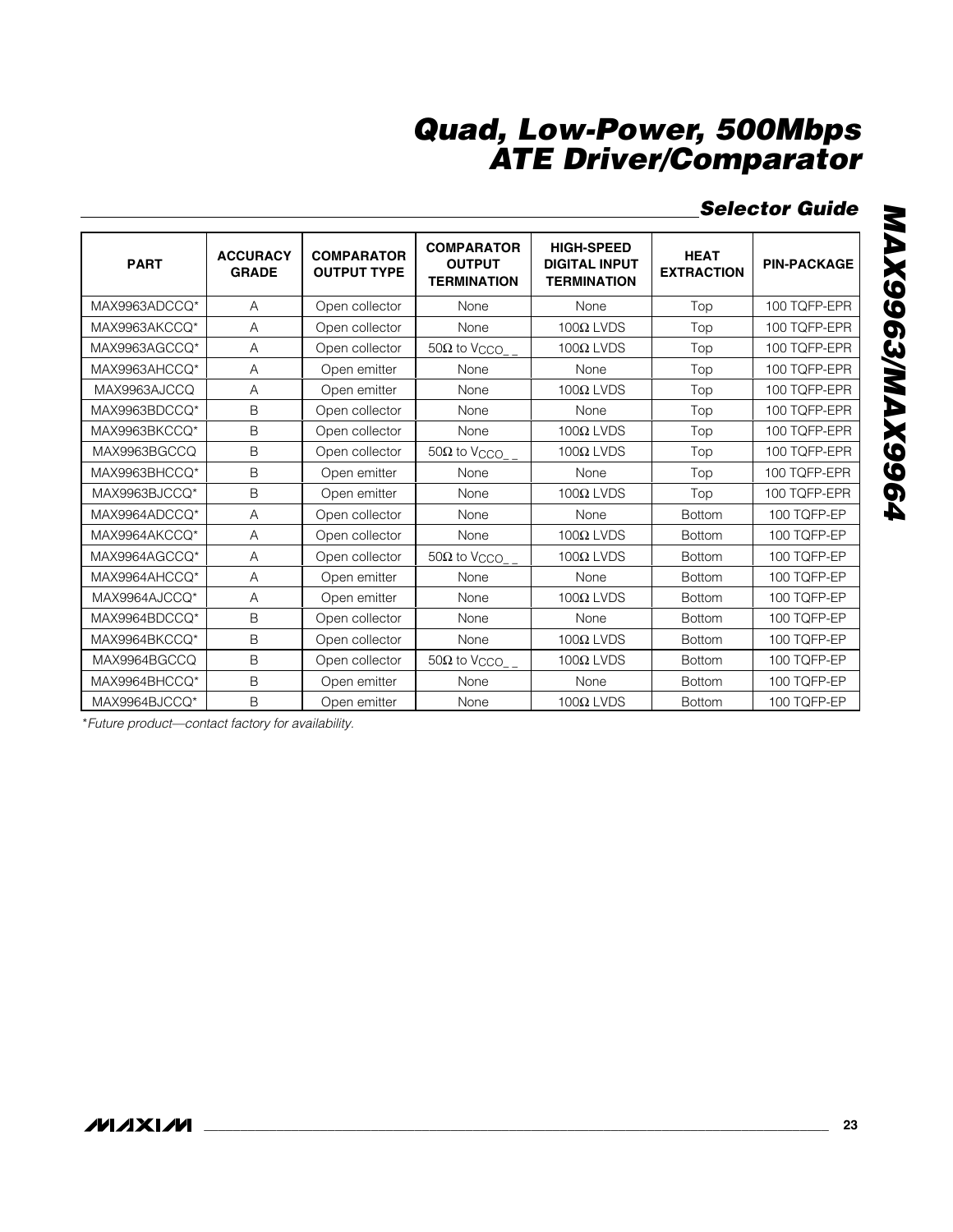## Selector Guide

| PART | ACCURACY GRADE | COMPARATOR OUTPUT TYPE | COMPARATOR OUTPUT TERMINATION | HIGH-SPEED DIGITAL INPUT TERMINATION | HEAT EXTRACTION | PIN-PACKAGE |
|---|---|---|---|---|---|---|
| MAX9963ADCCQ* | A | Open collector | None | None | Top | 100 TQFP-EPR |
| MAX9963AKCCQ* | A | Open collector | None | 100Ω LVDS | Top | 100 TQFP-EPR |
| MAX9963AGCCQ* | A | Open collector | 50Ω to $V_{CCO\_\_}$ | 100Ω LVDS | Top | 100 TQFP-EPR |
| MAX9963AHCCQ* | A | Open emitter | None | None | Top | 100 TQFP-EPR |
| MAX9963AJCCQ | A | Open emitter | None | 100Ω LVDS | Top | 100 TQFP-EPR |
| MAX9963BDCCQ* | B | Open collector | None | None | Top | 100 TQFP-EPR |
| MAX9963BKCCQ* | B | Open collector | None | 100Ω LVDS | Top | 100 TQFP-EPR |
| MAX9963BGCCQ | B | Open collector | 50Ω to $V_{CCO\_\_}$ | 100Ω LVDS | Top | 100 TQFP-EPR |
| MAX9963BHCCQ* | B | Open emitter | None | None | Top | 100 TQFP-EPR |
| MAX9963BJCCQ* | B | Open emitter | None | 100Ω LVDS | Top | 100 TQFP-EPR |
| MAX9964ADCCQ* | A | Open collector | None | None | Bottom | 100 TQFP-EP |
| MAX9964AKCCQ* | A | Open collector | None | 100Ω LVDS | Bottom | 100 TQFP-EP |
| MAX9964AGCCQ* | A | Open collector | 50Ω to $V_{CCO\_\_}$ | 100Ω LVDS | Bottom | 100 TQFP-EP |
| MAX9964AHCCQ* | A | Open emitter | None | None | Bottom | 100 TQFP-EP |
| MAX9964AJCCQ* | A | Open emitter | None | 100Ω LVDS | Bottom | 100 TQFP-EP |
| MAX9964BDCCQ* | B | Open collector | None | None | Bottom | 100 TQFP-EP |
| MAX9964BKCCQ* | B | Open collector | None | 100Ω LVDS | Bottom | 100 TQFP-EP |
| MAX9964BGCCQ | B | Open collector | 50Ω to $V_{CCO\_\_}$ | 100Ω LVDS | Bottom | 100 TQFP-EP |
| MAX9964BHCCQ* | B | Open emitter | None | None | Bottom | 100 TQFP-EP |
| MAX9964BJCCQ* | B | Open emitter | None | 100Ω LVDS | Bottom | 100 TQFP-EP |

*\*Future product—contact factory for availability.*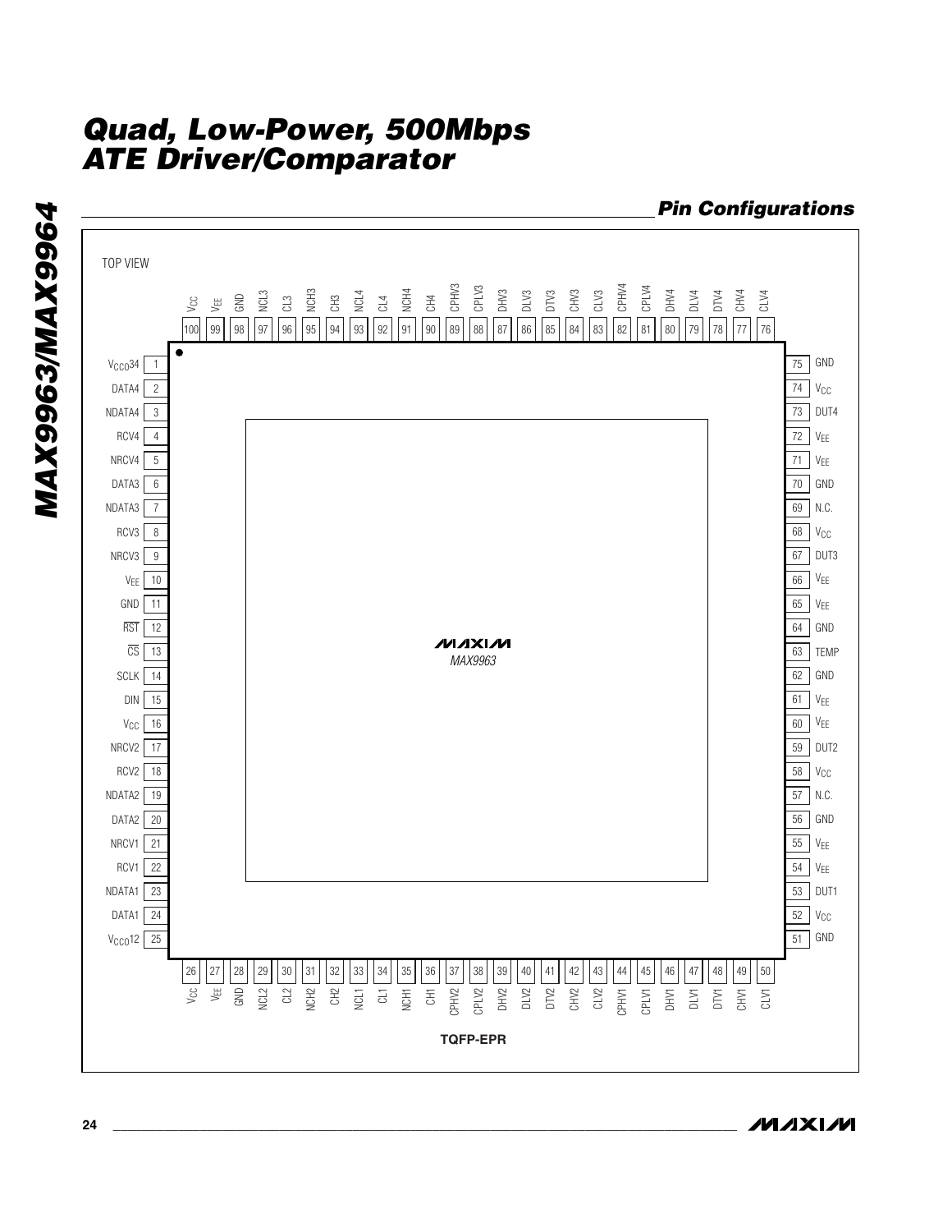## Pin Configurations

TOP VIEW

| Pin | Name | Pin | Name | Pin | Name | Pin | Name |
|---|---|---|---|---|---|---|---|
| 1 | $V_{CCO}$34 | 26 | $V_{CC}$ | 51 | GND | 76 | CLV4 |
| 2 | DATA4 | 27 | $V_{EE}$ | 52 | $V_{CC}$ | 77 | CHV4 |
| 3 | NDATA4 | 28 | GND | 53 | DUT1 | 78 | DTV4 |
| 4 | RCV4 | 29 | NCL2 | 54 | $V_{EE}$ | 79 | DLV4 |
| 5 | NRCV4 | 30 | CL2 | 55 | $V_{EE}$ | 80 | DHV4 |
| 6 | DATA3 | 31 | NCH2 | 56 | GND | 81 | CPLV4 |
| 7 | NDATA3 | 32 | CH2 | 57 | N.C. | 82 | CPHV4 |
| 8 | RCV3 | 33 | NCL1 | 58 | $V_{CC}$ | 83 | CLV3 |
| 9 | NRCV3 | 34 | CL1 | 59 | DUT2 | 84 | CHV3 |
| 10 | $V_{EE}$ | 35 | NCH1 | 60 | $V_{EE}$ | 85 | DTV3 |
| 11 | GND | 36 | CH1 | 61 | $V_{EE}$ | 86 | DLV3 |
| 12 | $\overline{RST}$ | 37 | CPHV2 | 62 | GND | 87 | DHV3 |
| 13 | $\overline{CS}$ | 38 | CPLV2 | 63 | TEMP | 88 | CPLV3 |
| 14 | SCLK | 39 | DHV2 | 64 | GND | 89 | CPHV3 |
| 15 | DIN | 40 | DLV2 | 65 | $V_{EE}$ | 90 | CH4 |
| 16 | $V_{CC}$ | 41 | DTV2 | 66 | $V_{EE}$ | 91 | NCH4 |
| 17 | NRCV2 | 42 | CHV2 | 67 | DUT3 | 92 | CL4 |
| 18 | RCV2 | 43 | CLV2 | 68 | $V_{CC}$ | 93 | NCL4 |
| 19 | NDATA2 | 44 | CPHV1 | 69 | N.C. | 94 | CH3 |
| 20 | DATA2 | 45 | CPLV1 | 70 | GND | 95 | NCH3 |
| 21 | NRCV1 | 46 | DHV1 | 71 | $V_{EE}$ | 96 | CL3 |
| 22 | RCV1 | 47 | DLV1 | 72 | $V_{EE}$ | 97 | NCL3 |
| 23 | NDATA1 | 48 | DTV1 | 73 | DUT4 | 98 | GND |
| 24 | DATA1 | 49 | CHV1 | 74 | $V_{CC}$ | 99 | $V_{EE}$ |
| 25 | $V_{CCO}$12 | 50 | CLV1 | 75 | GND | 100 | $V_{CC}$ |

MAXIM
MAX9963

**TQFP-EPR**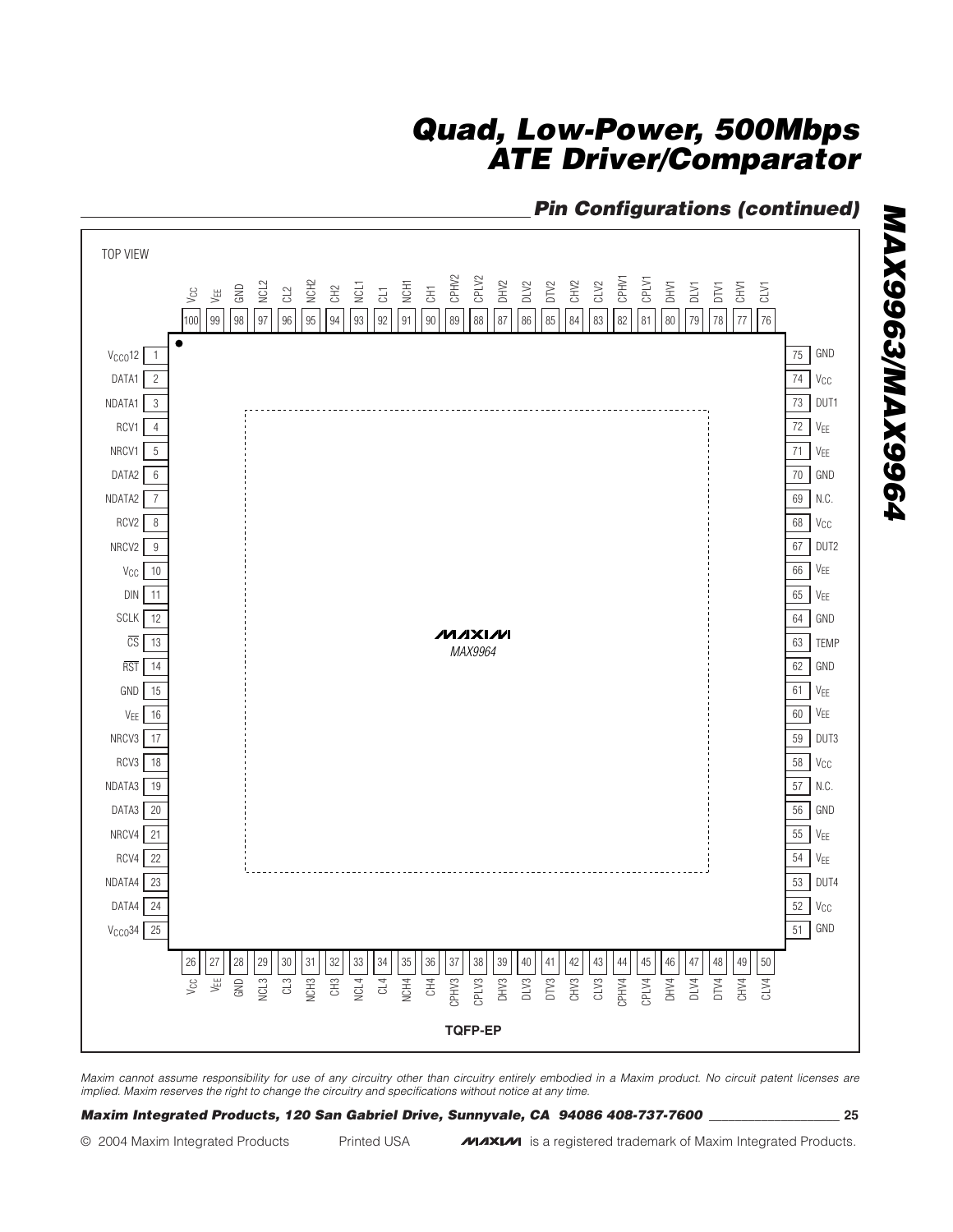# Quad, Low-Power, 500Mbps ATE Driver/Comparator

## Pin Configurations (continued)

TOP VIEW

MAX9964

TQFP-EP

| Pin | Name | Pin | Name | Pin | Name | Pin | Name |
|---|---|---|---|---|---|---|---|
| 1 | $V_{CCO}12$ | 26 | $V_{CC}$ | 51 | GND | 76 | CLV1 |
| 2 | DATA1 | 27 | $V_{EE}$ | 52 | $V_{CC}$ | 77 | CHV1 |
| 3 | NDATA1 | 28 | GND | 53 | DUT4 | 78 | DTV1 |
| 4 | RCV1 | 29 | NCL3 | 54 | $V_{EE}$ | 79 | DLV1 |
| 5 | NRCV1 | 30 | CL3 | 55 | $V_{EE}$ | 80 | DHV1 |
| 6 | DATA2 | 31 | NCH3 | 56 | GND | 81 | CPLV1 |
| 7 | NDATA2 | 32 | CH3 | 57 | N.C. | 82 | CPHV1 |
| 8 | RCV2 | 33 | NCL4 | 58 | $V_{CC}$ | 83 | CLV2 |
| 9 | NRCV2 | 34 | CL4 | 59 | DUT3 | 84 | CHV2 |
| 10 | $V_{CC}$ | 35 | NCH4 | 60 | $V_{EE}$ | 85 | DTV2 |
| 11 | DIN | 36 | CH4 | 61 | $V_{EE}$ | 86 | DLV2 |
| 12 | SCLK | 37 | CPHV3 | 62 | GND | 87 | DHV2 |
| 13 | $\overline{CS}$ | 38 | CPLV3 | 63 | TEMP | 88 | CPLV2 |
| 14 | $\overline{RST}$ | 39 | DHV3 | 64 | GND | 89 | CPHV2 |
| 15 | GND | 40 | DLV3 | 65 | $V_{EE}$ | 90 | CH1 |
| 16 | $V_{EE}$ | 41 | DTV3 | 66 | $V_{EE}$ | 91 | NCH1 |
| 17 | NRCV3 | 42 | CHV3 | 67 | DUT2 | 92 | CL1 |
| 18 | RCV3 | 43 | CLV3 | 68 | $V_{CC}$ | 93 | NCL1 |
| 19 | NDATA3 | 44 | CPHV4 | 69 | N.C. | 94 | CH2 |
| 20 | DATA3 | 45 | CPLV4 | 70 | GND | 95 | NCH2 |
| 21 | NRCV4 | 46 | DHV4 | 71 | $V_{EE}$ | 96 | CL2 |
| 22 | RCV4 | 47 | DLV4 | 72 | $V_{EE}$ | 97 | NCL2 |
| 23 | NDATA4 | 48 | DTV4 | 73 | DUT1 | 98 | GND |
| 24 | DATA4 | 49 | CHV4 | 74 | $V_{CC}$ | 99 | $V_{EE}$ |
| 25 | $V_{CCO}34$ | 50 | CLV4 | 75 | GND | 100 | $V_{CC}$ |

*Maxim cannot assume responsibility for use of any circuitry other than circuitry entirely embodied in a Maxim product. No circuit patent licenses are implied. Maxim reserves the right to change the circuitry and specifications without notice at any time.*

***Maxim Integrated Products, 120 San Gabriel Drive, Sunnyvale, CA 94086 408-737-7600***

© 2004 Maxim Integrated Products Printed USA MAXIM is a registered trademark of Maxim Integrated Products.